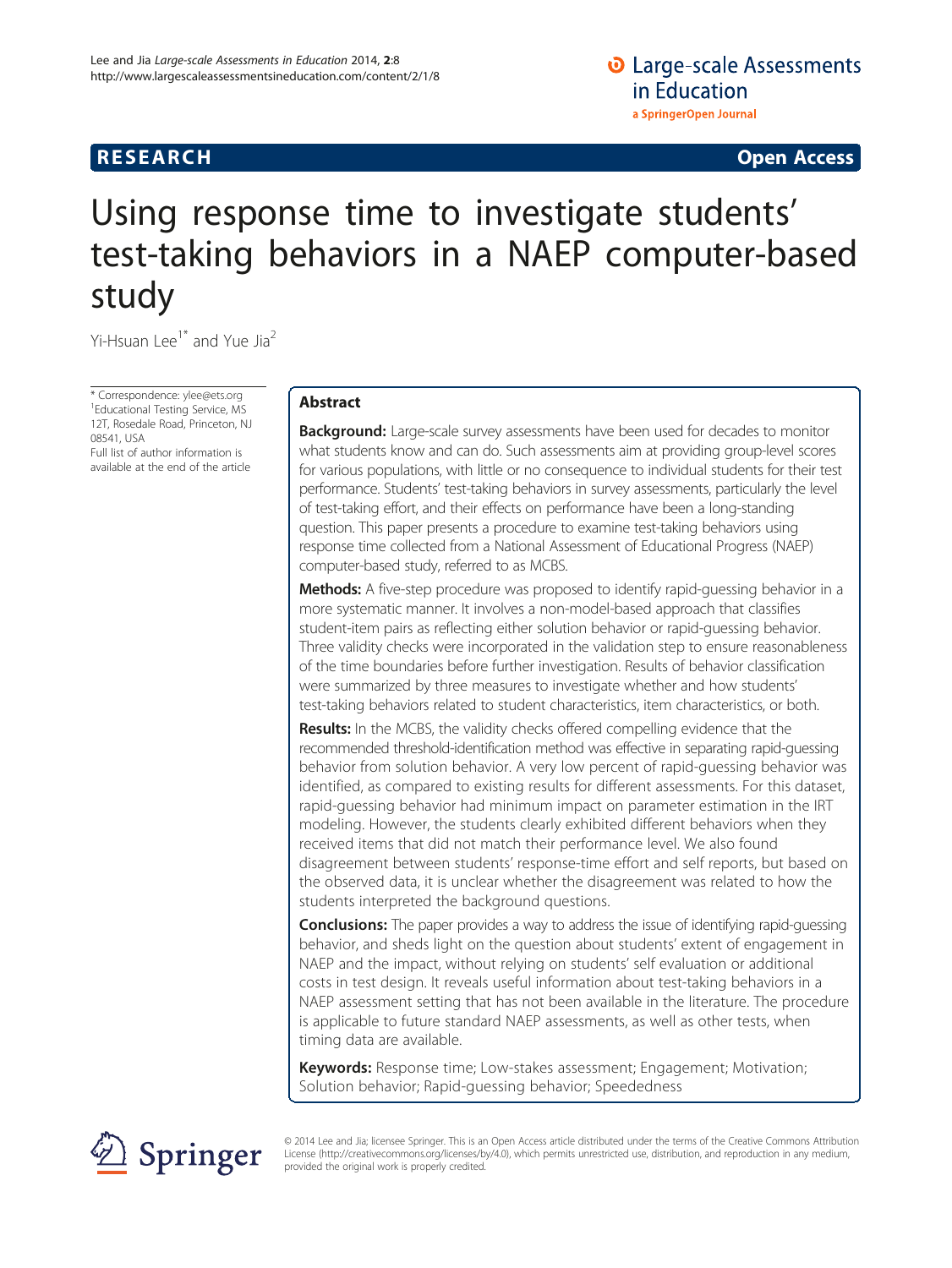RESEARCH Open Access

# Using response time to investigate students' test-taking behaviors in a NAEP computer-based study

Yi-Hsuan Lee[1*] and Yue Jia[2]

\* Correspondence: ylee@ets.org
[1]Educational Testing Service, MS 12T, Rosedale Road, Princeton, NJ 08541, USA
Full list of author information is available at the end of the article

## Abstract

**Background:** Large-scale survey assessments have been used for decades to monitor what students know and can do. Such assessments aim at providing group-level scores for various populations, with little or no consequence to individual students for their test performance. Students' test-taking behaviors in survey assessments, particularly the level of test-taking effort, and their effects on performance have been a long-standing question. This paper presents a procedure to examine test-taking behaviors using response time collected from a National Assessment of Educational Progress (NAEP) computer-based study, referred to as MCBS.

**Methods:** A five-step procedure was proposed to identify rapid-guessing behavior in a more systematic manner. It involves a non-model-based approach that classifies student-item pairs as reflecting either solution behavior or rapid-guessing behavior. Three validity checks were incorporated in the validation step to ensure reasonableness of the time boundaries before further investigation. Results of behavior classification were summarized by three measures to investigate whether and how students' test-taking behaviors related to student characteristics, item characteristics, or both.

**Results:** In the MCBS, the validity checks offered compelling evidence that the recommended threshold-identification method was effective in separating rapid-guessing behavior from solution behavior. A very low percent of rapid-guessing behavior was identified, as compared to existing results for different assessments. For this dataset, rapid-guessing behavior had minimum impact on parameter estimation in the IRT modeling. However, the students clearly exhibited different behaviors when they received items that did not match their performance level. We also found disagreement between students' response-time effort and self reports, but based on the observed data, it is unclear whether the disagreement was related to how the students interpreted the background questions.

**Conclusions:** The paper provides a way to address the issue of identifying rapid-guessing behavior, and sheds light on the question about students' extent of engagement in NAEP and the impact, without relying on students' self evaluation or additional costs in test design. It reveals useful information about test-taking behaviors in a NAEP assessment setting that has not been available in the literature. The procedure is applicable to future standard NAEP assessments, as well as other tests, when timing data are available.

**Keywords:** Response time; Low-stakes assessment; Engagement; Motivation; Solution behavior; Rapid-guessing behavior; Speededness

© 2014 Lee and Jia; licensee Springer. This is an Open Access article distributed under the terms of the Creative Commons Attribution License (http://creativecommons.org/licenses/by/4.0), which permits unrestricted use, distribution, and reproduction in any medium, provided the original work is properly credited.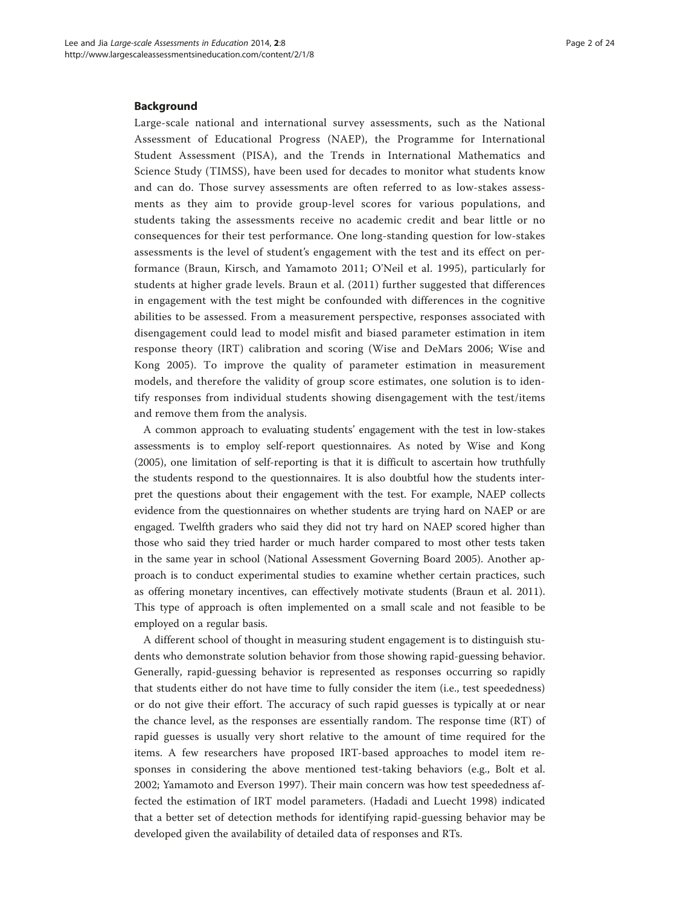## Background

Large-scale national and international survey assessments, such as the National Assessment of Educational Progress (NAEP), the Programme for International Student Assessment (PISA), and the Trends in International Mathematics and Science Study (TIMSS), have been used for decades to monitor what students know and can do. Those survey assessments are often referred to as low-stakes assessments as they aim to provide group-level scores for various populations, and students taking the assessments receive no academic credit and bear little or no consequences for their test performance. One long-standing question for low-stakes assessments is the level of student's engagement with the test and its effect on performance (Braun, Kirsch, and Yamamoto 2011; O'Neil et al. 1995), particularly for students at higher grade levels. Braun et al. (2011) further suggested that differences in engagement with the test might be confounded with differences in the cognitive abilities to be assessed. From a measurement perspective, responses associated with disengagement could lead to model misfit and biased parameter estimation in item response theory (IRT) calibration and scoring (Wise and DeMars 2006; Wise and Kong 2005). To improve the quality of parameter estimation in measurement models, and therefore the validity of group score estimates, one solution is to identify responses from individual students showing disengagement with the test/items and remove them from the analysis.

A common approach to evaluating students' engagement with the test in low-stakes assessments is to employ self-report questionnaires. As noted by Wise and Kong (2005), one limitation of self-reporting is that it is difficult to ascertain how truthfully the students respond to the questionnaires. It is also doubtful how the students interpret the questions about their engagement with the test. For example, NAEP collects evidence from the questionnaires on whether students are trying hard on NAEP or are engaged. Twelfth graders who said they did not try hard on NAEP scored higher than those who said they tried harder or much harder compared to most other tests taken in the same year in school (National Assessment Governing Board 2005). Another approach is to conduct experimental studies to examine whether certain practices, such as offering monetary incentives, can effectively motivate students (Braun et al. 2011). This type of approach is often implemented on a small scale and not feasible to be employed on a regular basis.

A different school of thought in measuring student engagement is to distinguish students who demonstrate solution behavior from those showing rapid-guessing behavior. Generally, rapid-guessing behavior is represented as responses occurring so rapidly that students either do not have time to fully consider the item (i.e., test speededness) or do not give their effort. The accuracy of such rapid guesses is typically at or near the chance level, as the responses are essentially random. The response time (RT) of rapid guesses is usually very short relative to the amount of time required for the items. A few researchers have proposed IRT-based approaches to model item responses in considering the above mentioned test-taking behaviors (e.g., Bolt et al. 2002; Yamamoto and Everson 1997). Their main concern was how test speededness affected the estimation of IRT model parameters. (Hadadi and Luecht 1998) indicated that a better set of detection methods for identifying rapid-guessing behavior may be developed given the availability of detailed data of responses and RTs.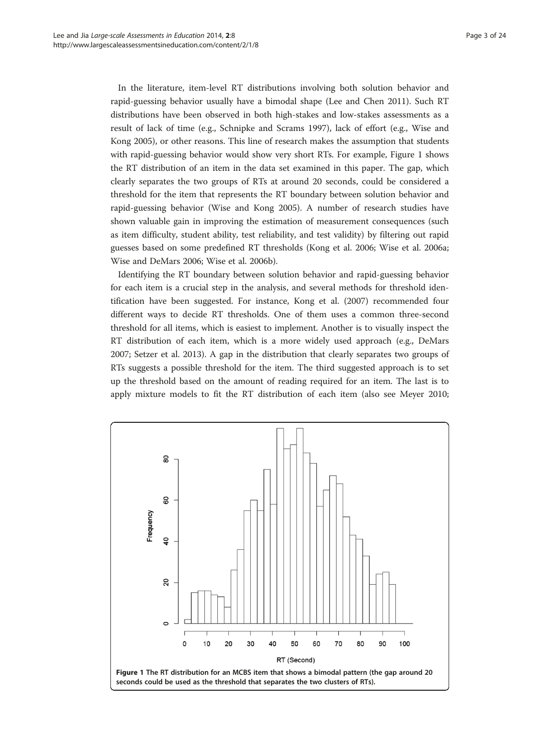In the literature, item-level RT distributions involving both solution behavior and rapid-guessing behavior usually have a bimodal shape (Lee and Chen 2011). Such RT distributions have been observed in both high-stakes and low-stakes assessments as a result of lack of time (e.g., Schnipke and Scrams 1997), lack of effort (e.g., Wise and Kong 2005), or other reasons. This line of research makes the assumption that students with rapid-guessing behavior would show very short RTs. For example, Figure 1 shows the RT distribution of an item in the data set examined in this paper. The gap, which clearly separates the two groups of RTs at around 20 seconds, could be considered a threshold for the item that represents the RT boundary between solution behavior and rapid-guessing behavior (Wise and Kong 2005). A number of research studies have shown valuable gain in improving the estimation of measurement consequences (such as item difficulty, student ability, test reliability, and test validity) by filtering out rapid guesses based on some predefined RT thresholds (Kong et al. 2006; Wise et al. 2006a; Wise and DeMars 2006; Wise et al. 2006b).

Identifying the RT boundary between solution behavior and rapid-guessing behavior for each item is a crucial step in the analysis, and several methods for threshold identification have been suggested. For instance, Kong et al. (2007) recommended four different ways to decide RT thresholds. One of them uses a common three-second threshold for all items, which is easiest to implement. Another is to visually inspect the RT distribution of each item, which is a more widely used approach (e.g., DeMars 2007; Setzer et al. 2013). A gap in the distribution that clearly separates two groups of RTs suggests a possible threshold for the item. The third suggested approach is to set up the threshold based on the amount of reading required for an item. The last is to apply mixture models to fit the RT distribution of each item (also see Meyer 2010;

**Figure 1 The RT distribution for an MCBS item that shows a bimodal pattern (the gap around 20 seconds could be used as the threshold that separates the two clusters of RTs).**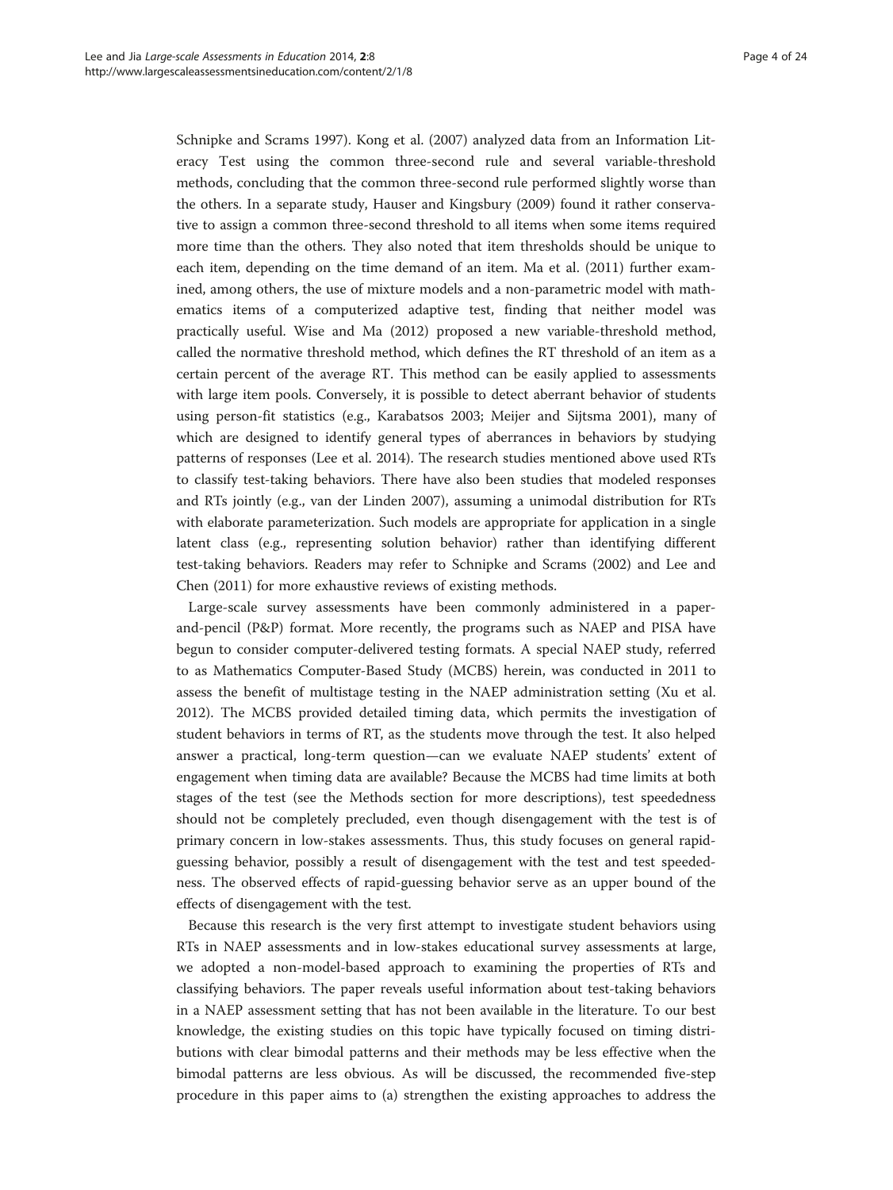Schnipke and Scrams 1997). Kong et al. (2007) analyzed data from an Information Literacy Test using the common three-second rule and several variable-threshold methods, concluding that the common three-second rule performed slightly worse than the others. In a separate study, Hauser and Kingsbury (2009) found it rather conservative to assign a common three-second threshold to all items when some items required more time than the others. They also noted that item thresholds should be unique to each item, depending on the time demand of an item. Ma et al. (2011) further examined, among others, the use of mixture models and a non-parametric model with mathematics items of a computerized adaptive test, finding that neither model was practically useful. Wise and Ma (2012) proposed a new variable-threshold method, called the normative threshold method, which defines the RT threshold of an item as a certain percent of the average RT. This method can be easily applied to assessments with large item pools. Conversely, it is possible to detect aberrant behavior of students using person-fit statistics (e.g., Karabatsos 2003; Meijer and Sijtsma 2001), many of which are designed to identify general types of aberrances in behaviors by studying patterns of responses (Lee et al. 2014). The research studies mentioned above used RTs to classify test-taking behaviors. There have also been studies that modeled responses and RTs jointly (e.g., van der Linden 2007), assuming a unimodal distribution for RTs with elaborate parameterization. Such models are appropriate for application in a single latent class (e.g., representing solution behavior) rather than identifying different test-taking behaviors. Readers may refer to Schnipke and Scrams (2002) and Lee and Chen (2011) for more exhaustive reviews of existing methods.

Large-scale survey assessments have been commonly administered in a paper-and-pencil (P&P) format. More recently, the programs such as NAEP and PISA have begun to consider computer-delivered testing formats. A special NAEP study, referred to as Mathematics Computer-Based Study (MCBS) herein, was conducted in 2011 to assess the benefit of multistage testing in the NAEP administration setting (Xu et al. 2012). The MCBS provided detailed timing data, which permits the investigation of student behaviors in terms of RT, as the students move through the test. It also helped answer a practical, long-term question—can we evaluate NAEP students' extent of engagement when timing data are available? Because the MCBS had time limits at both stages of the test (see the Methods section for more descriptions), test speededness should not be completely precluded, even though disengagement with the test is of primary concern in low-stakes assessments. Thus, this study focuses on general rapid-guessing behavior, possibly a result of disengagement with the test and test speededness. The observed effects of rapid-guessing behavior serve as an upper bound of the effects of disengagement with the test.

Because this research is the very first attempt to investigate student behaviors using RTs in NAEP assessments and in low-stakes educational survey assessments at large, we adopted a non-model-based approach to examining the properties of RTs and classifying behaviors. The paper reveals useful information about test-taking behaviors in a NAEP assessment setting that has not been available in the literature. To our best knowledge, the existing studies on this topic have typically focused on timing distributions with clear bimodal patterns and their methods may be less effective when the bimodal patterns are less obvious. As will be discussed, the recommended five-step procedure in this paper aims to (a) strengthen the existing approaches to address the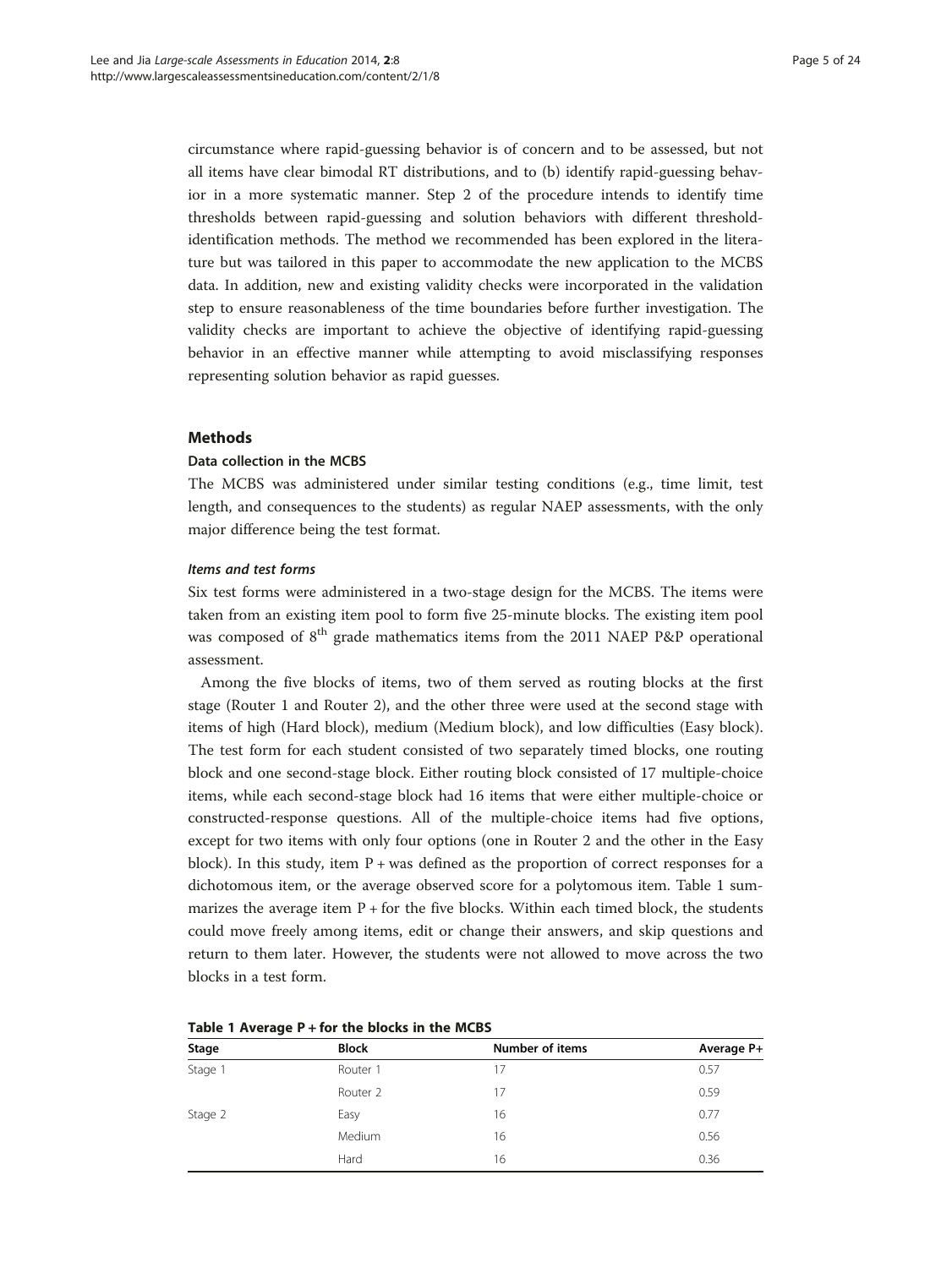circumstance where rapid-guessing behavior is of concern and to be assessed, but not all items have clear bimodal RT distributions, and to (b) identify rapid-guessing behavior in a more systematic manner. Step 2 of the procedure intends to identify time thresholds between rapid-guessing and solution behaviors with different threshold-identification methods. The method we recommended has been explored in the literature but was tailored in this paper to accommodate the new application to the MCBS data. In addition, new and existing validity checks were incorporated in the validation step to ensure reasonableness of the time boundaries before further investigation. The validity checks are important to achieve the objective of identifying rapid-guessing behavior in an effective manner while attempting to avoid misclassifying responses representing solution behavior as rapid guesses.

## Methods

### Data collection in the MCBS

The MCBS was administered under similar testing conditions (e.g., time limit, test length, and consequences to the students) as regular NAEP assessments, with the only major difference being the test format.

#### *Items and test forms*

Six test forms were administered in a two-stage design for the MCBS. The items were taken from an existing item pool to form five 25-minute blocks. The existing item pool was composed of 8th grade mathematics items from the 2011 NAEP P&P operational assessment.

Among the five blocks of items, two of them served as routing blocks at the first stage (Router 1 and Router 2), and the other three were used at the second stage with items of high (Hard block), medium (Medium block), and low difficulties (Easy block). The test form for each student consisted of two separately timed blocks, one routing block and one second-stage block. Either routing block consisted of 17 multiple-choice items, while each second-stage block had 16 items that were either multiple-choice or constructed-response questions. All of the multiple-choice items had five options, except for two items with only four options (one in Router 2 and the other in the Easy block). In this study, item P + was defined as the proportion of correct responses for a dichotomous item, or the average observed score for a polytomous item. Table 1 summarizes the average item P + for the five blocks. Within each timed block, the students could move freely among items, edit or change their answers, and skip questions and return to them later. However, the students were not allowed to move across the two blocks in a test form.

**Table 1 Average P + for the blocks in the MCBS**

| Stage | Block | Number of items | Average P+ |
|---|---|---|---|
| Stage 1 | Router 1 | 17 | 0.57 |
| | Router 2 | 17 | 0.59 |
| Stage 2 | Easy | 16 | 0.77 |
| | Medium | 16 | 0.56 |
| | Hard | 16 | 0.36 |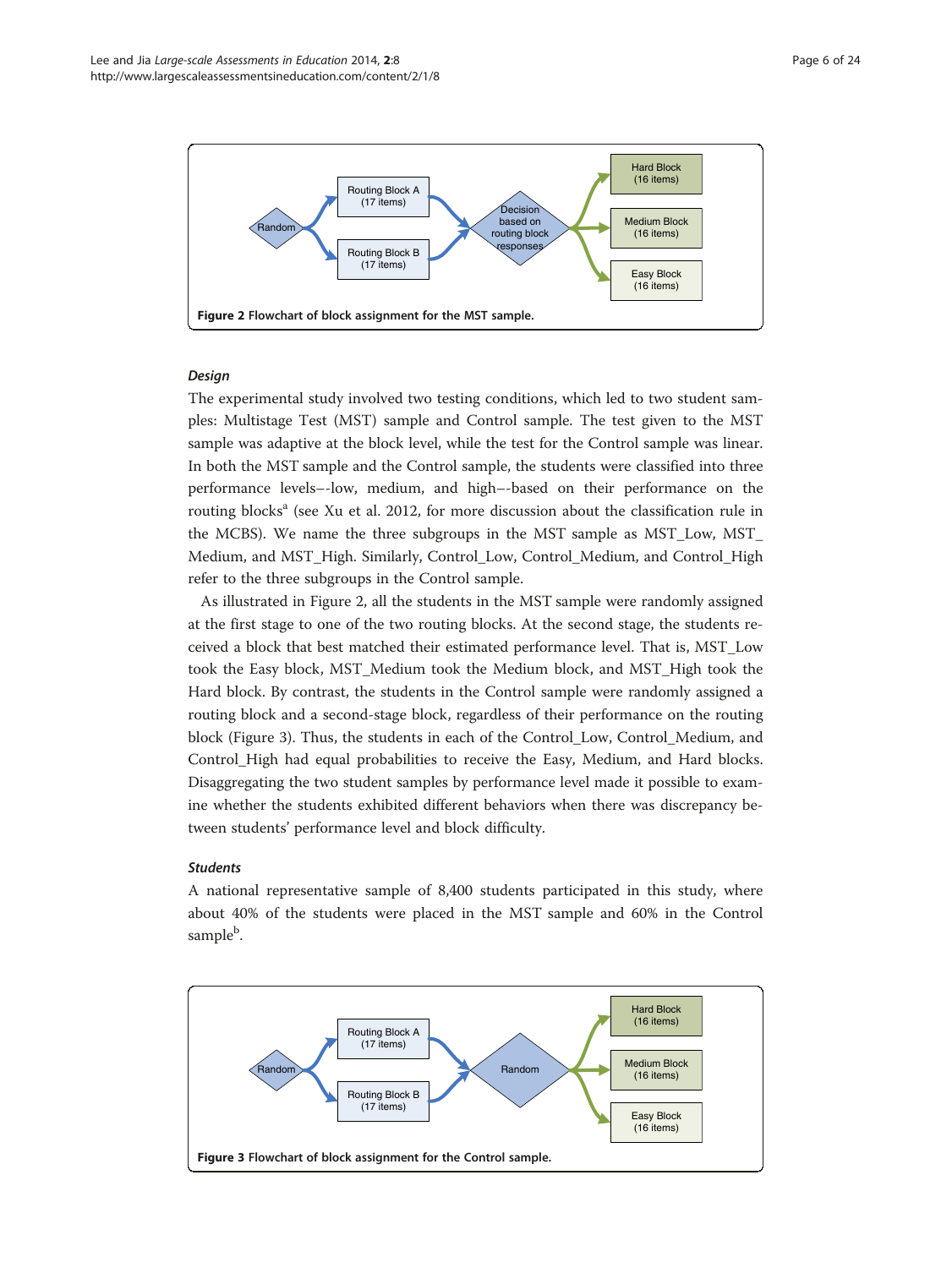Figure 2 Flowchart of block assignment for the MST sample.

### *Design*

The experimental study involved two testing conditions, which led to two student samples: Multistage Test (MST) sample and Control sample. The test given to the MST sample was adaptive at the block level, while the test for the Control sample was linear. In both the MST sample and the Control sample, the students were classified into three performance levels–-low, medium, and high–-based on their performance on the routing blocks[a] (see Xu et al. 2012, for more discussion about the classification rule in the MCBS). We name the three subgroups in the MST sample as MST_Low, MST_Medium, and MST_High. Similarly, Control_Low, Control_Medium, and Control_High refer to the three subgroups in the Control sample.

As illustrated in Figure 2, all the students in the MST sample were randomly assigned at the first stage to one of the two routing blocks. At the second stage, the students received a block that best matched their estimated performance level. That is, MST_Low took the Easy block, MST_Medium took the Medium block, and MST_High took the Hard block. By contrast, the students in the Control sample were randomly assigned a routing block and a second-stage block, regardless of their performance on the routing block (Figure 3). Thus, the students in each of the Control_Low, Control_Medium, and Control_High had equal probabilities to receive the Easy, Medium, and Hard blocks. Disaggregating the two student samples by performance level made it possible to examine whether the students exhibited different behaviors when there was discrepancy between students' performance level and block difficulty.

### *Students*

A national representative sample of 8,400 students participated in this study, where about 40% of the students were placed in the MST sample and 60% in the Control sample[b].

Figure 3 Flowchart of block assignment for the Control sample.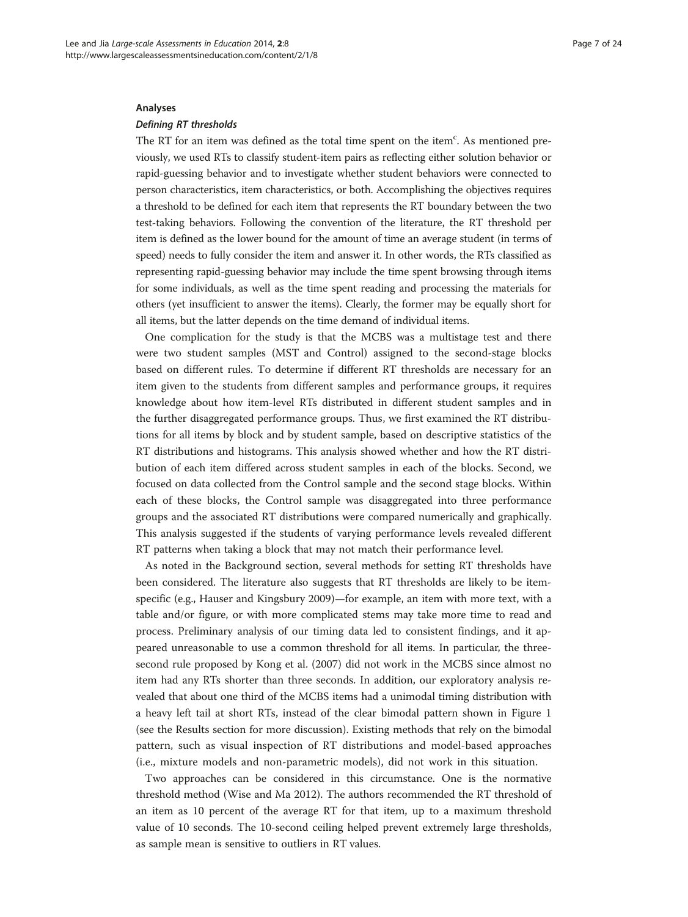### Analyses

#### *Defining RT thresholds*

The RT for an item was defined as the total time spent on the item[c]. As mentioned previously, we used RTs to classify student-item pairs as reflecting either solution behavior or rapid-guessing behavior and to investigate whether student behaviors were connected to person characteristics, item characteristics, or both. Accomplishing the objectives requires a threshold to be defined for each item that represents the RT boundary between the two test-taking behaviors. Following the convention of the literature, the RT threshold per item is defined as the lower bound for the amount of time an average student (in terms of speed) needs to fully consider the item and answer it. In other words, the RTs classified as representing rapid-guessing behavior may include the time spent browsing through items for some individuals, as well as the time spent reading and processing the materials for others (yet insufficient to answer the items). Clearly, the former may be equally short for all items, but the latter depends on the time demand of individual items.

One complication for the study is that the MCBS was a multistage test and there were two student samples (MST and Control) assigned to the second-stage blocks based on different rules. To determine if different RT thresholds are necessary for an item given to the students from different samples and performance groups, it requires knowledge about how item-level RTs distributed in different student samples and in the further disaggregated performance groups. Thus, we first examined the RT distributions for all items by block and by student sample, based on descriptive statistics of the RT distributions and histograms. This analysis showed whether and how the RT distribution of each item differed across student samples in each of the blocks. Second, we focused on data collected from the Control sample and the second stage blocks. Within each of these blocks, the Control sample was disaggregated into three performance groups and the associated RT distributions were compared numerically and graphically. This analysis suggested if the students of varying performance levels revealed different RT patterns when taking a block that may not match their performance level.

As noted in the Background section, several methods for setting RT thresholds have been considered. The literature also suggests that RT thresholds are likely to be item-specific (e.g., Hauser and Kingsbury 2009)—for example, an item with more text, with a table and/or figure, or with more complicated stems may take more time to read and process. Preliminary analysis of our timing data led to consistent findings, and it appeared unreasonable to use a common threshold for all items. In particular, the three-second rule proposed by Kong et al. (2007) did not work in the MCBS since almost no item had any RTs shorter than three seconds. In addition, our exploratory analysis revealed that about one third of the MCBS items had a unimodal timing distribution with a heavy left tail at short RTs, instead of the clear bimodal pattern shown in Figure 1 (see the Results section for more discussion). Existing methods that rely on the bimodal pattern, such as visual inspection of RT distributions and model-based approaches (i.e., mixture models and non-parametric models), did not work in this situation.

Two approaches can be considered in this circumstance. One is the normative threshold method (Wise and Ma 2012). The authors recommended the RT threshold of an item as 10 percent of the average RT for that item, up to a maximum threshold value of 10 seconds. The 10-second ceiling helped prevent extremely large thresholds, as sample mean is sensitive to outliers in RT values.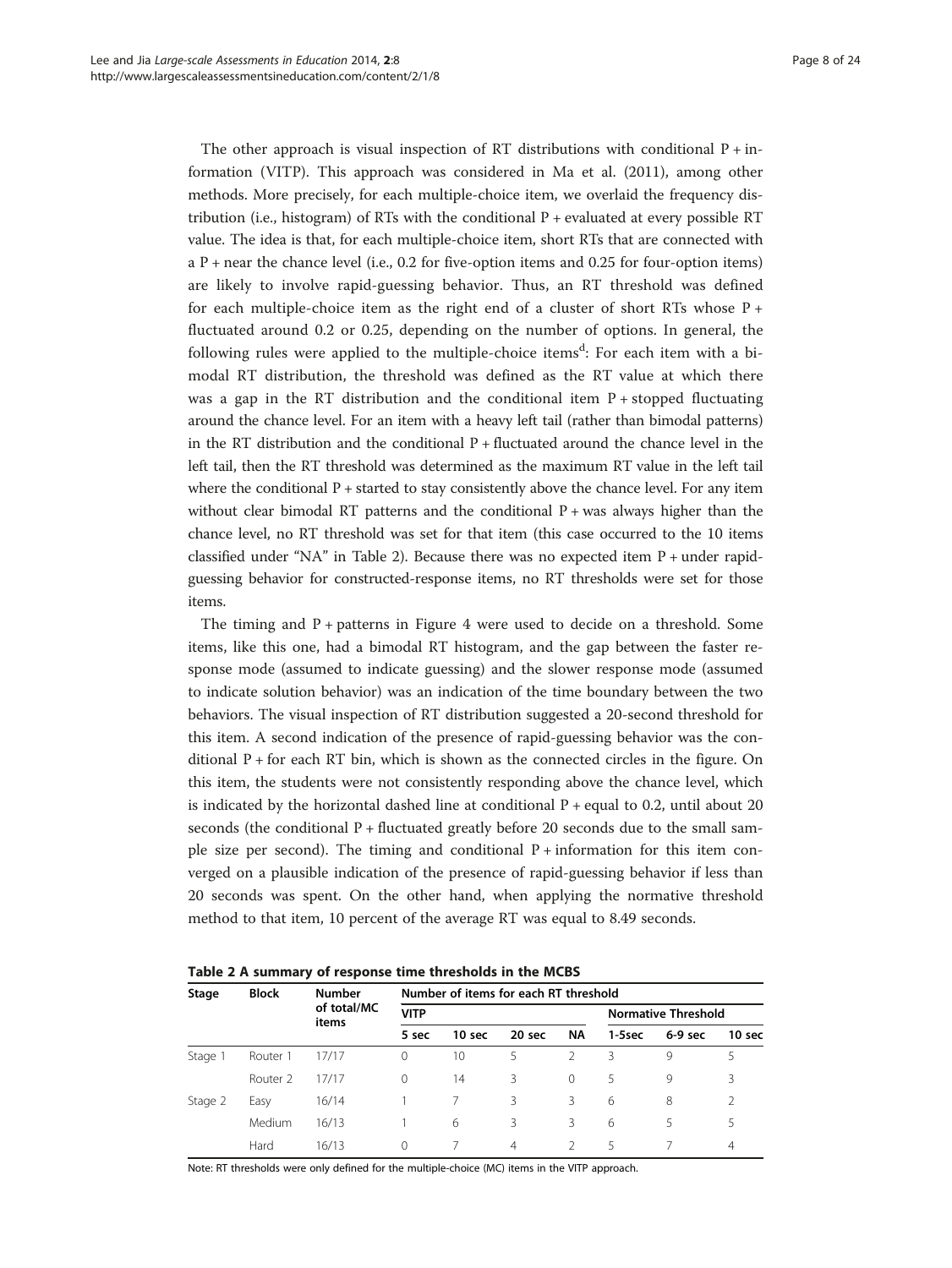The other approach is visual inspection of RT distributions with conditional P + information (VITP). This approach was considered in Ma et al. (2011), among other methods. More precisely, for each multiple-choice item, we overlaid the frequency distribution (i.e., histogram) of RTs with the conditional P + evaluated at every possible RT value. The idea is that, for each multiple-choice item, short RTs that are connected with a P + near the chance level (i.e., 0.2 for five-option items and 0.25 for four-option items) are likely to involve rapid-guessing behavior. Thus, an RT threshold was defined for each multiple-choice item as the right end of a cluster of short RTs whose P + fluctuated around 0.2 or 0.25, depending on the number of options. In general, the following rules were applied to the multiple-choice items[d]: For each item with a bimodal RT distribution, the threshold was defined as the RT value at which there was a gap in the RT distribution and the conditional item P + stopped fluctuating around the chance level. For an item with a heavy left tail (rather than bimodal patterns) in the RT distribution and the conditional P + fluctuated around the chance level in the left tail, then the RT threshold was determined as the maximum RT value in the left tail where the conditional P + started to stay consistently above the chance level. For any item without clear bimodal RT patterns and the conditional P + was always higher than the chance level, no RT threshold was set for that item (this case occurred to the 10 items classified under "NA" in Table 2). Because there was no expected item P + under rapid-guessing behavior for constructed-response items, no RT thresholds were set for those items.

The timing and P + patterns in Figure 4 were used to decide on a threshold. Some items, like this one, had a bimodal RT histogram, and the gap between the faster response mode (assumed to indicate guessing) and the slower response mode (assumed to indicate solution behavior) was an indication of the time boundary between the two behaviors. The visual inspection of RT distribution suggested a 20-second threshold for this item. A second indication of the presence of rapid-guessing behavior was the conditional P + for each RT bin, which is shown as the connected circles in the figure. On this item, the students were not consistently responding above the chance level, which is indicated by the horizontal dashed line at conditional P + equal to 0.2, until about 20 seconds (the conditional P + fluctuated greatly before 20 seconds due to the small sample size per second). The timing and conditional P + information for this item converged on a plausible indication of the presence of rapid-guessing behavior if less than 20 seconds was spent. On the other hand, when applying the normative threshold method to that item, 10 percent of the average RT was equal to 8.49 seconds.

**Table 2 A summary of response time thresholds in the MCBS**

| Stage | Block | Number of total/MC items | Number of items for each RT threshold | | | | | | |
|---|---|---|---|---|---|---|---|---|---|
| | | | VITP | | | | Normative Threshold | | |
| | | | 5 sec | 10 sec | 20 sec | NA | 1-5sec | 6-9 sec | 10 sec |
| Stage 1 | Router 1 | 17/17 | 0 | 10 | 5 | 2 | 3 | 9 | 5 |
| | Router 2 | 17/17 | 0 | 14 | 3 | 0 | 5 | 9 | 3 |
| Stage 2 | Easy | 16/14 | 1 | 7 | 3 | 3 | 6 | 8 | 2 |
| | Medium | 16/13 | 1 | 6 | 3 | 3 | 6 | 5 | 5 |
| | Hard | 16/13 | 0 | 7 | 4 | 2 | 5 | 7 | 4 |

Note: RT thresholds were only defined for the multiple-choice (MC) items in the VITP approach.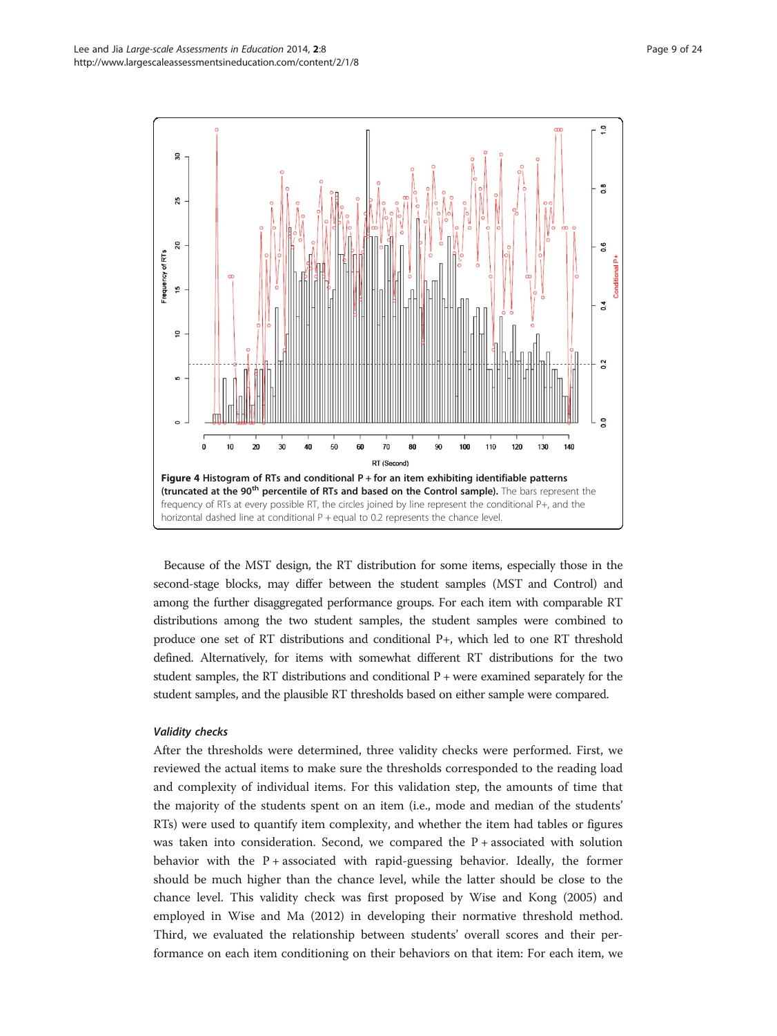**Figure 4 Histogram of RTs and conditional P + for an item exhibiting identifiable patterns (truncated at the 90th percentile of RTs and based on the Control sample).** The bars represent the frequency of RTs at every possible RT, the circles joined by line represent the conditional P+, and the horizontal dashed line at conditional P + equal to 0.2 represents the chance level.

Because of the MST design, the RT distribution for some items, especially those in the second-stage blocks, may differ between the student samples (MST and Control) and among the further disaggregated performance groups. For each item with comparable RT distributions among the two student samples, the student samples were combined to produce one set of RT distributions and conditional P+, which led to one RT threshold defined. Alternatively, for items with somewhat different RT distributions for the two student samples, the RT distributions and conditional P + were examined separately for the student samples, and the plausible RT thresholds based on either sample were compared.

#### *Validity checks*

After the thresholds were determined, three validity checks were performed. First, we reviewed the actual items to make sure the thresholds corresponded to the reading load and complexity of individual items. For this validation step, the amounts of time that the majority of the students spent on an item (i.e., mode and median of the students' RTs) were used to quantify item complexity, and whether the item had tables or figures was taken into consideration. Second, we compared the P + associated with solution behavior with the P + associated with rapid-guessing behavior. Ideally, the former should be much higher than the chance level, while the latter should be close to the chance level. This validity check was first proposed by Wise and Kong (2005) and employed in Wise and Ma (2012) in developing their normative threshold method. Third, we evaluated the relationship between students' overall scores and their performance on each item conditioning on their behaviors on that item: For each item, we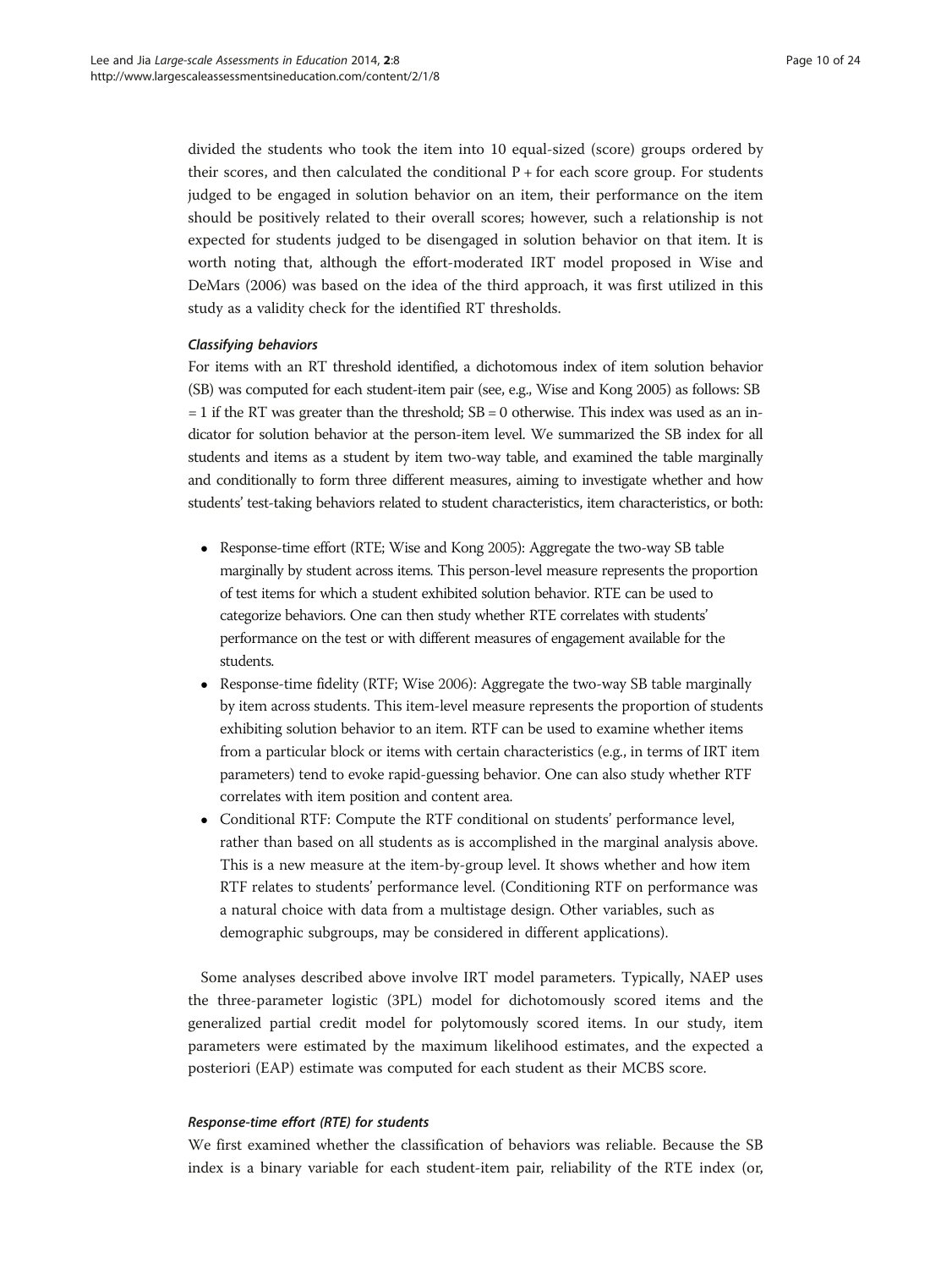divided the students who took the item into 10 equal-sized (score) groups ordered by their scores, and then calculated the conditional P + for each score group. For students judged to be engaged in solution behavior on an item, their performance on the item should be positively related to their overall scores; however, such a relationship is not expected for students judged to be disengaged in solution behavior on that item. It is worth noting that, although the effort-moderated IRT model proposed in Wise and DeMars (2006) was based on the idea of the third approach, it was first utilized in this study as a validity check for the identified RT thresholds.

#### *Classifying behaviors*

For items with an RT threshold identified, a dichotomous index of item solution behavior (SB) was computed for each student-item pair (see, e.g., Wise and Kong 2005) as follows: SB = 1 if the RT was greater than the threshold; SB = 0 otherwise. This index was used as an indicator for solution behavior at the person-item level. We summarized the SB index for all students and items as a student by item two-way table, and examined the table marginally and conditionally to form three different measures, aiming to investigate whether and how students' test-taking behaviors related to student characteristics, item characteristics, or both:

- Response-time effort (RTE; Wise and Kong 2005): Aggregate the two-way SB table marginally by student across items. This person-level measure represents the proportion of test items for which a student exhibited solution behavior. RTE can be used to categorize behaviors. One can then study whether RTE correlates with students' performance on the test or with different measures of engagement available for the students.
- Response-time fidelity (RTF; Wise 2006): Aggregate the two-way SB table marginally by item across students. This item-level measure represents the proportion of students exhibiting solution behavior to an item. RTF can be used to examine whether items from a particular block or items with certain characteristics (e.g., in terms of IRT item parameters) tend to evoke rapid-guessing behavior. One can also study whether RTF correlates with item position and content area.
- Conditional RTF: Compute the RTF conditional on students' performance level, rather than based on all students as is accomplished in the marginal analysis above. This is a new measure at the item-by-group level. It shows whether and how item RTF relates to students' performance level. (Conditioning RTF on performance was a natural choice with data from a multistage design. Other variables, such as demographic subgroups, may be considered in different applications).

Some analyses described above involve IRT model parameters. Typically, NAEP uses the three-parameter logistic (3PL) model for dichotomously scored items and the generalized partial credit model for polytomously scored items. In our study, item parameters were estimated by the maximum likelihood estimates, and the expected a posteriori (EAP) estimate was computed for each student as their MCBS score.

#### *Response-time effort (RTE) for students*

We first examined whether the classification of behaviors was reliable. Because the SB index is a binary variable for each student-item pair, reliability of the RTE index (or,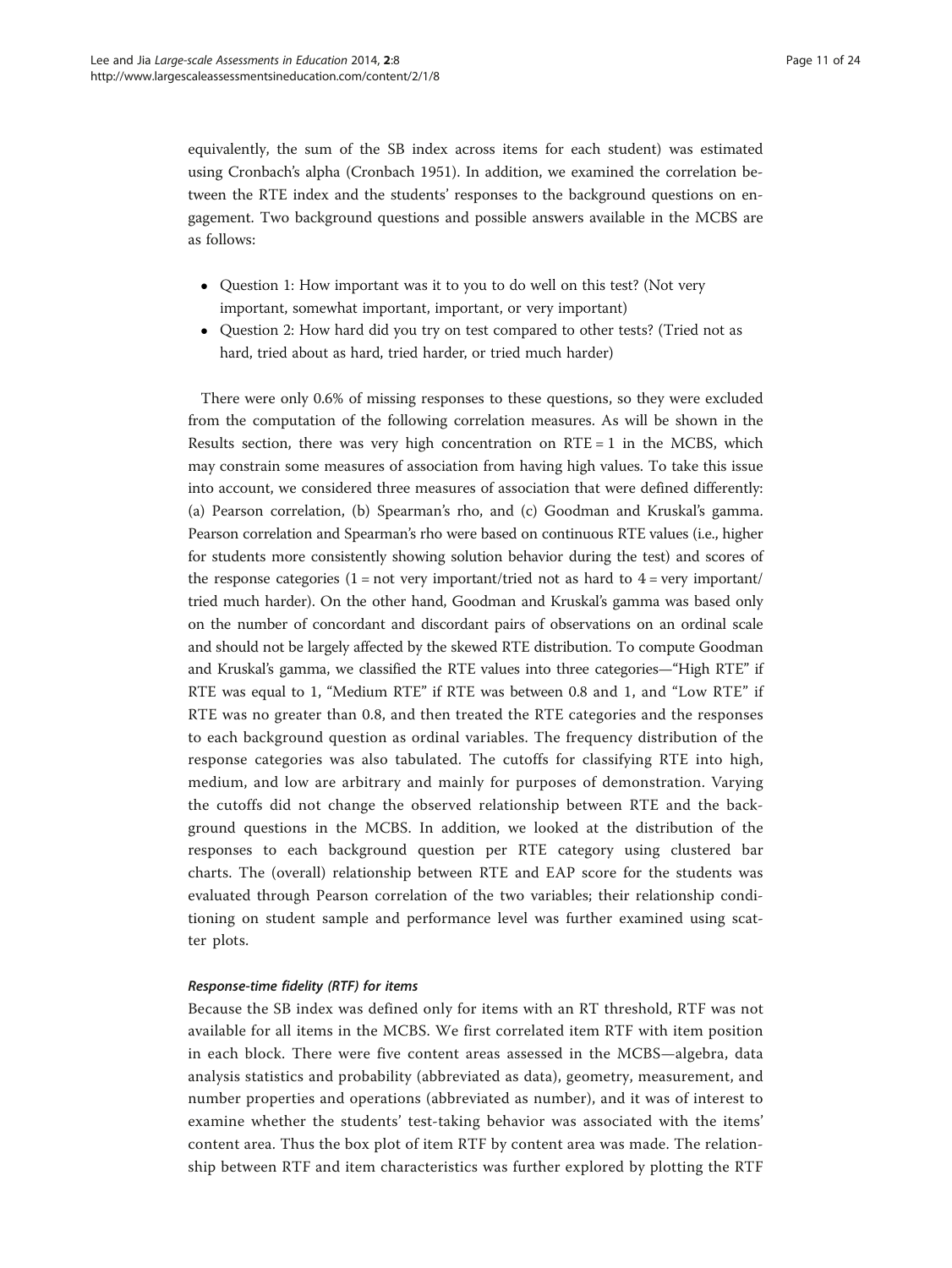equivalently, the sum of the SB index across items for each student) was estimated using Cronbach's alpha (Cronbach 1951). In addition, we examined the correlation between the RTE index and the students' responses to the background questions on engagement. Two background questions and possible answers available in the MCBS are as follows:

- Question 1: How important was it to you to do well on this test? (Not very important, somewhat important, important, or very important)
- Question 2: How hard did you try on test compared to other tests? (Tried not as hard, tried about as hard, tried harder, or tried much harder)

There were only 0.6% of missing responses to these questions, so they were excluded from the computation of the following correlation measures. As will be shown in the Results section, there was very high concentration on RTE = 1 in the MCBS, which may constrain some measures of association from having high values. To take this issue into account, we considered three measures of association that were defined differently: (a) Pearson correlation, (b) Spearman's rho, and (c) Goodman and Kruskal's gamma. Pearson correlation and Spearman's rho were based on continuous RTE values (i.e., higher for students more consistently showing solution behavior during the test) and scores of the response categories (1 = not very important/tried not as hard to 4 = very important/tried much harder). On the other hand, Goodman and Kruskal's gamma was based only on the number of concordant and discordant pairs of observations on an ordinal scale and should not be largely affected by the skewed RTE distribution. To compute Goodman and Kruskal's gamma, we classified the RTE values into three categories—"High RTE" if RTE was equal to 1, "Medium RTE" if RTE was between 0.8 and 1, and "Low RTE" if RTE was no greater than 0.8, and then treated the RTE categories and the responses to each background question as ordinal variables. The frequency distribution of the response categories was also tabulated. The cutoffs for classifying RTE into high, medium, and low are arbitrary and mainly for purposes of demonstration. Varying the cutoffs did not change the observed relationship between RTE and the background questions in the MCBS. In addition, we looked at the distribution of the responses to each background question per RTE category using clustered bar charts. The (overall) relationship between RTE and EAP score for the students was evaluated through Pearson correlation of the two variables; their relationship conditioning on student sample and performance level was further examined using scatter plots.

#### *Response-time fidelity (RTF) for items*

Because the SB index was defined only for items with an RT threshold, RTF was not available for all items in the MCBS. We first correlated item RTF with item position in each block. There were five content areas assessed in the MCBS—algebra, data analysis statistics and probability (abbreviated as data), geometry, measurement, and number properties and operations (abbreviated as number), and it was of interest to examine whether the students' test-taking behavior was associated with the items' content area. Thus the box plot of item RTF by content area was made. The relationship between RTF and item characteristics was further explored by plotting the RTF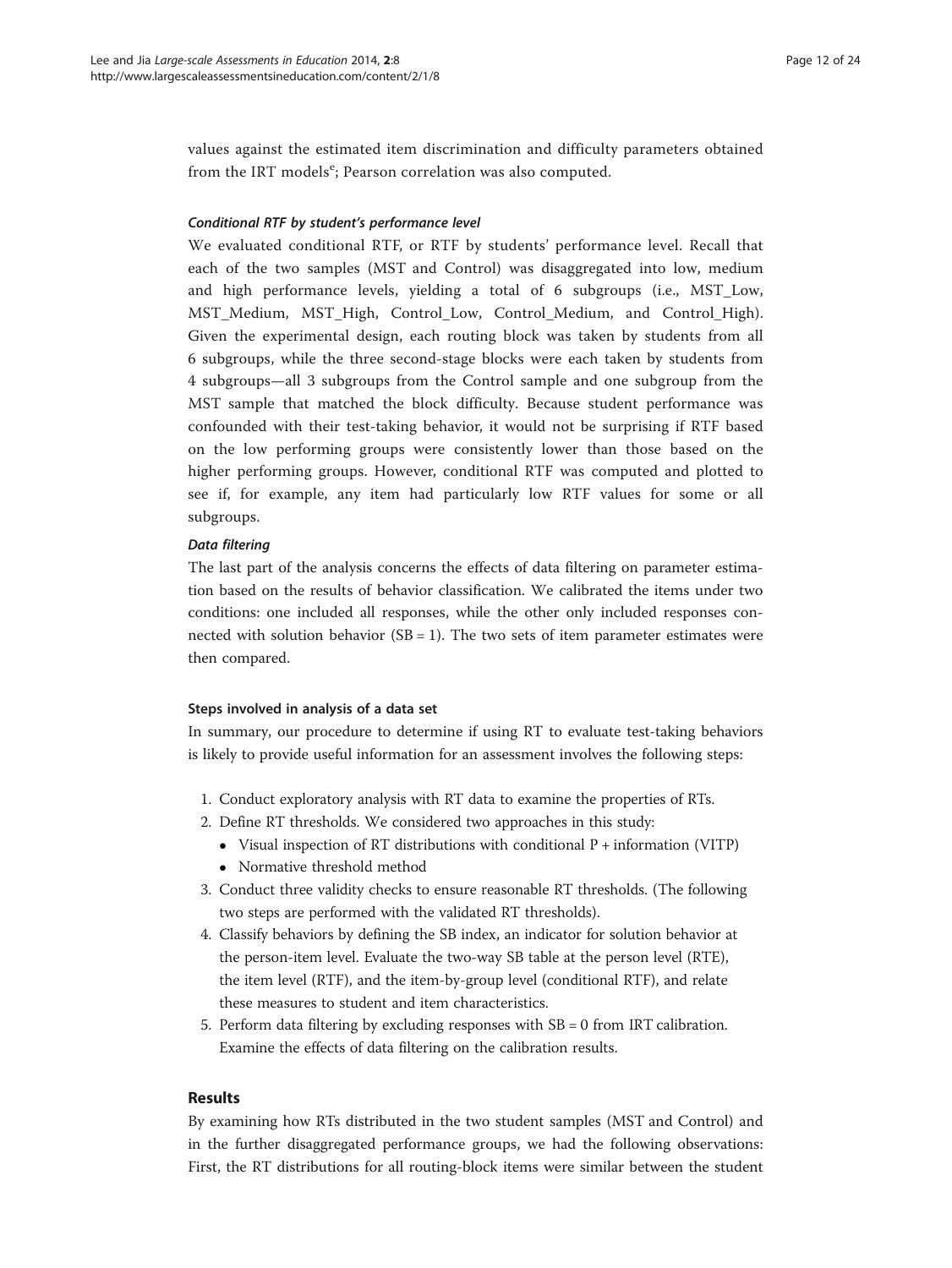values against the estimated item discrimination and difficulty parameters obtained from the IRT models[e]; Pearson correlation was also computed.

#### *Conditional RTF by student's performance level*

We evaluated conditional RTF, or RTF by students' performance level. Recall that each of the two samples (MST and Control) was disaggregated into low, medium and high performance levels, yielding a total of 6 subgroups (i.e., MST_Low, MST_Medium, MST_High, Control_Low, Control_Medium, and Control_High). Given the experimental design, each routing block was taken by students from all 6 subgroups, while the three second-stage blocks were each taken by students from 4 subgroups—all 3 subgroups from the Control sample and one subgroup from the MST sample that matched the block difficulty. Because student performance was confounded with their test-taking behavior, it would not be surprising if RTF based on the low performing groups were consistently lower than those based on the higher performing groups. However, conditional RTF was computed and plotted to see if, for example, any item had particularly low RTF values for some or all subgroups.

#### *Data filtering*

The last part of the analysis concerns the effects of data filtering on parameter estimation based on the results of behavior classification. We calibrated the items under two conditions: one included all responses, while the other only included responses connected with solution behavior (SB = 1). The two sets of item parameter estimates were then compared.

### Steps involved in analysis of a data set

In summary, our procedure to determine if using RT to evaluate test-taking behaviors is likely to provide useful information for an assessment involves the following steps:

1. Conduct exploratory analysis with RT data to examine the properties of RTs.
2. Define RT thresholds. We considered two approaches in this study:
   - Visual inspection of RT distributions with conditional P + information (VITP)
   - Normative threshold method
3. Conduct three validity checks to ensure reasonable RT thresholds. (The following two steps are performed with the validated RT thresholds).
4. Classify behaviors by defining the SB index, an indicator for solution behavior at the person-item level. Evaluate the two-way SB table at the person level (RTE), the item level (RTF), and the item-by-group level (conditional RTF), and relate these measures to student and item characteristics.
5. Perform data filtering by excluding responses with SB = 0 from IRT calibration. Examine the effects of data filtering on the calibration results.

## Results

By examining how RTs distributed in the two student samples (MST and Control) and in the further disaggregated performance groups, we had the following observations: First, the RT distributions for all routing-block items were similar between the student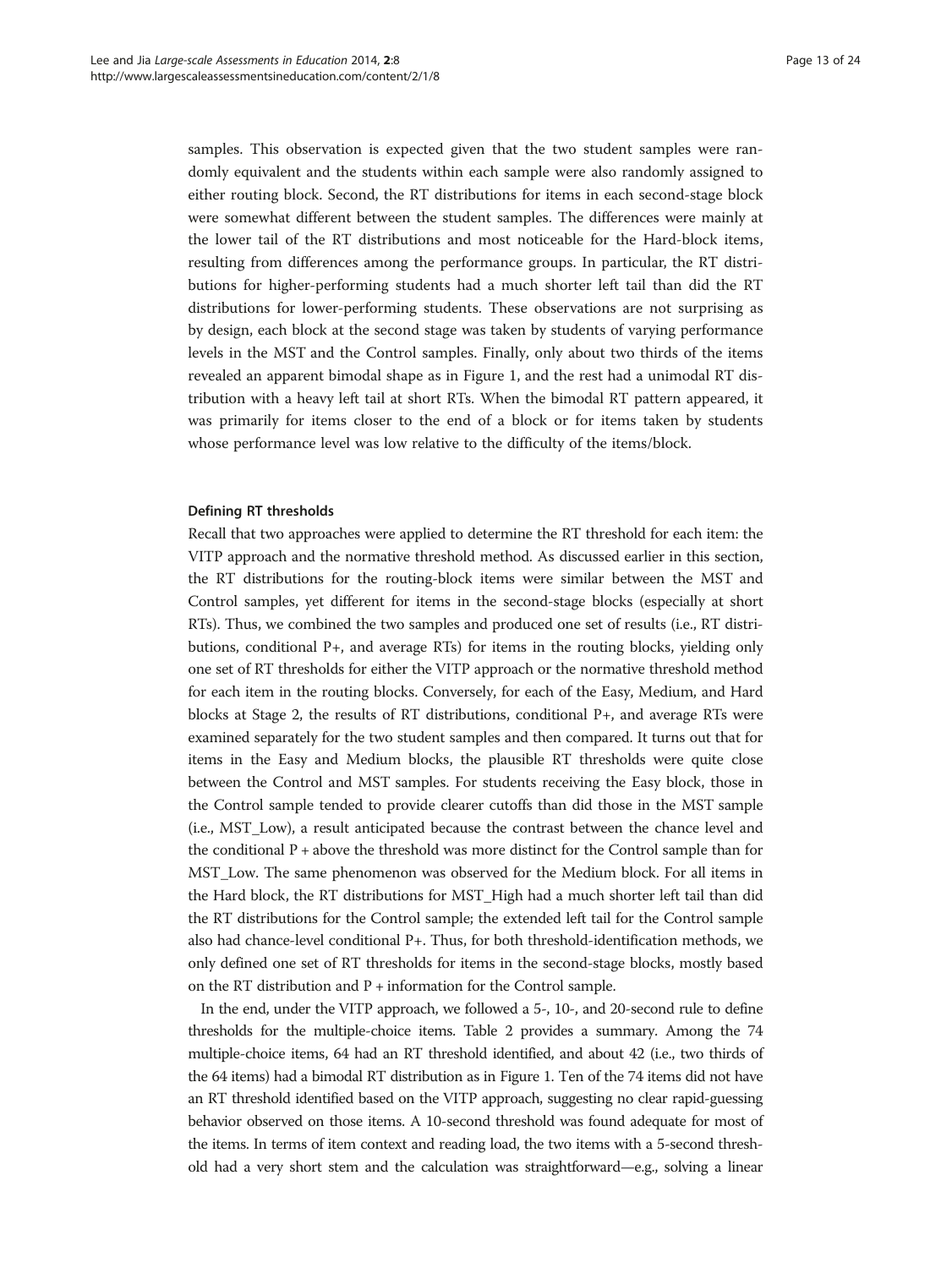samples. This observation is expected given that the two student samples were randomly equivalent and the students within each sample were also randomly assigned to either routing block. Second, the RT distributions for items in each second-stage block were somewhat different between the student samples. The differences were mainly at the lower tail of the RT distributions and most noticeable for the Hard-block items, resulting from differences among the performance groups. In particular, the RT distributions for higher-performing students had a much shorter left tail than did the RT distributions for lower-performing students. These observations are not surprising as by design, each block at the second stage was taken by students of varying performance levels in the MST and the Control samples. Finally, only about two thirds of the items revealed an apparent bimodal shape as in Figure 1, and the rest had a unimodal RT distribution with a heavy left tail at short RTs. When the bimodal RT pattern appeared, it was primarily for items closer to the end of a block or for items taken by students whose performance level was low relative to the difficulty of the items/block.

#### Defining RT thresholds

Recall that two approaches were applied to determine the RT threshold for each item: the VITP approach and the normative threshold method. As discussed earlier in this section, the RT distributions for the routing-block items were similar between the MST and Control samples, yet different for items in the second-stage blocks (especially at short RTs). Thus, we combined the two samples and produced one set of results (i.e., RT distributions, conditional P+, and average RTs) for items in the routing blocks, yielding only one set of RT thresholds for either the VITP approach or the normative threshold method for each item in the routing blocks. Conversely, for each of the Easy, Medium, and Hard blocks at Stage 2, the results of RT distributions, conditional P+, and average RTs were examined separately for the two student samples and then compared. It turns out that for items in the Easy and Medium blocks, the plausible RT thresholds were quite close between the Control and MST samples. For students receiving the Easy block, those in the Control sample tended to provide clearer cutoffs than did those in the MST sample (i.e., MST_Low), a result anticipated because the contrast between the chance level and the conditional P + above the threshold was more distinct for the Control sample than for MST_Low. The same phenomenon was observed for the Medium block. For all items in the Hard block, the RT distributions for MST_High had a much shorter left tail than did the RT distributions for the Control sample; the extended left tail for the Control sample also had chance-level conditional P+. Thus, for both threshold-identification methods, we only defined one set of RT thresholds for items in the second-stage blocks, mostly based on the RT distribution and P + information for the Control sample.

In the end, under the VITP approach, we followed a 5-, 10-, and 20-second rule to define thresholds for the multiple-choice items. Table 2 provides a summary. Among the 74 multiple-choice items, 64 had an RT threshold identified, and about 42 (i.e., two thirds of the 64 items) had a bimodal RT distribution as in Figure 1. Ten of the 74 items did not have an RT threshold identified based on the VITP approach, suggesting no clear rapid-guessing behavior observed on those items. A 10-second threshold was found adequate for most of the items. In terms of item context and reading load, the two items with a 5-second threshold had a very short stem and the calculation was straightforward—e.g., solving a linear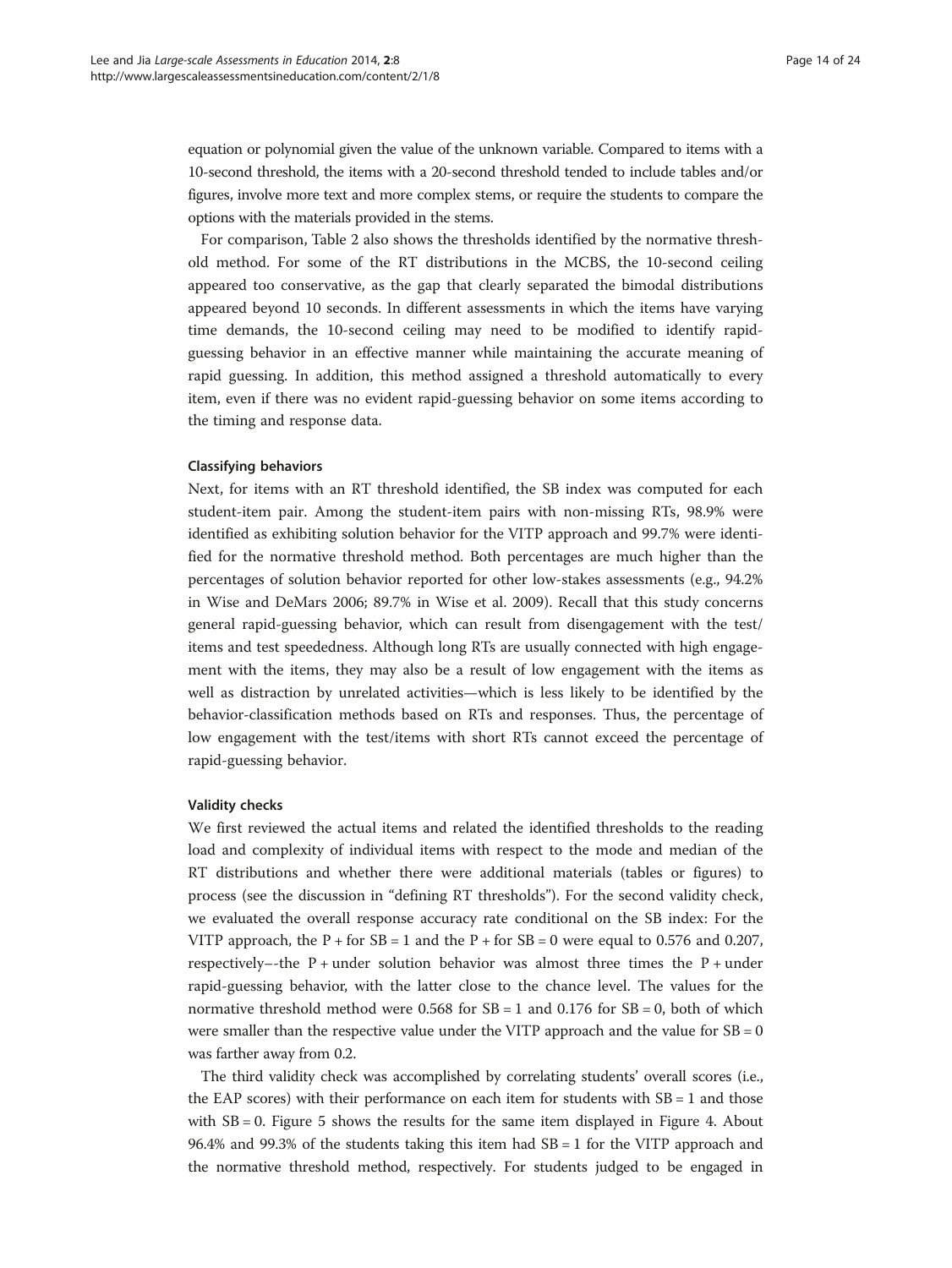equation or polynomial given the value of the unknown variable. Compared to items with a 10-second threshold, the items with a 20-second threshold tended to include tables and/or figures, involve more text and more complex stems, or require the students to compare the options with the materials provided in the stems.

For comparison, Table 2 also shows the thresholds identified by the normative threshold method. For some of the RT distributions in the MCBS, the 10-second ceiling appeared too conservative, as the gap that clearly separated the bimodal distributions appeared beyond 10 seconds. In different assessments in which the items have varying time demands, the 10-second ceiling may need to be modified to identify rapid-guessing behavior in an effective manner while maintaining the accurate meaning of rapid guessing. In addition, this method assigned a threshold automatically to every item, even if there was no evident rapid-guessing behavior on some items according to the timing and response data.

#### Classifying behaviors

Next, for items with an RT threshold identified, the SB index was computed for each student-item pair. Among the student-item pairs with non-missing RTs, 98.9% were identified as exhibiting solution behavior for the VITP approach and 99.7% were identified for the normative threshold method. Both percentages are much higher than the percentages of solution behavior reported for other low-stakes assessments (e.g., 94.2% in Wise and DeMars 2006; 89.7% in Wise et al. 2009). Recall that this study concerns general rapid-guessing behavior, which can result from disengagement with the test/items and test speededness. Although long RTs are usually connected with high engagement with the items, they may also be a result of low engagement with the items as well as distraction by unrelated activities—which is less likely to be identified by the behavior-classification methods based on RTs and responses. Thus, the percentage of low engagement with the test/items with short RTs cannot exceed the percentage of rapid-guessing behavior.

#### Validity checks

We first reviewed the actual items and related the identified thresholds to the reading load and complexity of individual items with respect to the mode and median of the RT distributions and whether there were additional materials (tables or figures) to process (see the discussion in "defining RT thresholds"). For the second validity check, we evaluated the overall response accuracy rate conditional on the SB index: For the VITP approach, the P + for SB = 1 and the P + for SB = 0 were equal to 0.576 and 0.207, respectively–-the P + under solution behavior was almost three times the P + under rapid-guessing behavior, with the latter close to the chance level. The values for the normative threshold method were 0.568 for SB = 1 and 0.176 for SB = 0, both of which were smaller than the respective value under the VITP approach and the value for SB = 0 was farther away from 0.2.

The third validity check was accomplished by correlating students' overall scores (i.e., the EAP scores) with their performance on each item for students with SB = 1 and those with SB = 0. Figure 5 shows the results for the same item displayed in Figure 4. About 96.4% and 99.3% of the students taking this item had SB = 1 for the VITP approach and the normative threshold method, respectively. For students judged to be engaged in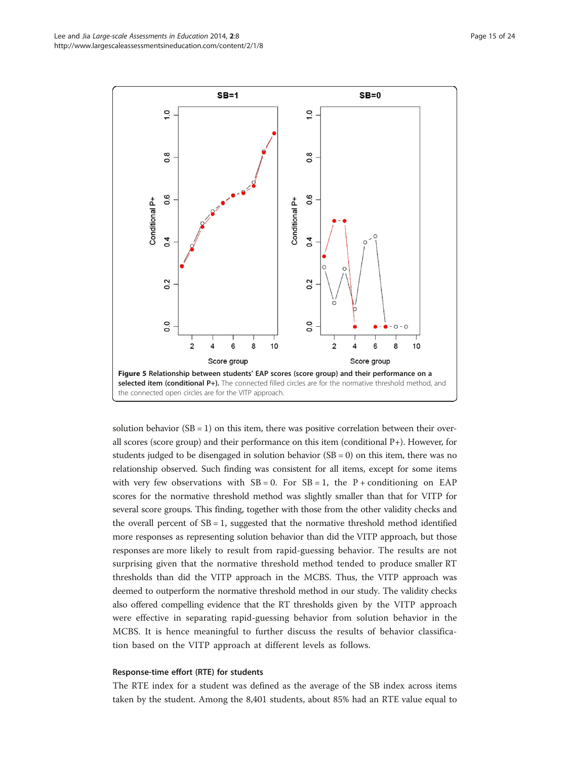**Figure 5 Relationship between students' EAP scores (score group) and their performance on a selected item (conditional P+).** The connected filled circles are for the normative threshold method, and the connected open circles are for the VITP approach.

solution behavior (SB = 1) on this item, there was positive correlation between their overall scores (score group) and their performance on this item (conditional P+). However, for students judged to be disengaged in solution behavior (SB = 0) on this item, there was no relationship observed. Such finding was consistent for all items, except for some items with very few observations with SB = 0. For SB = 1, the P + conditioning on EAP scores for the normative threshold method was slightly smaller than that for VITP for several score groups. This finding, together with those from the other validity checks and the overall percent of SB = 1, suggested that the normative threshold method identified more responses as representing solution behavior than did the VITP approach, but those responses are more likely to result from rapid-guessing behavior. The results are not surprising given that the normative threshold method tended to produce smaller RT thresholds than did the VITP approach in the MCBS. Thus, the VITP approach was deemed to outperform the normative threshold method in our study. The validity checks also offered compelling evidence that the RT thresholds given by the VITP approach were effective in separating rapid-guessing behavior from solution behavior in the MCBS. It is hence meaningful to further discuss the results of behavior classification based on the VITP approach at different levels as follows.

#### Response-time effort (RTE) for students

The RTE index for a student was defined as the average of the SB index across items taken by the student. Among the 8,401 students, about 85% had an RTE value equal to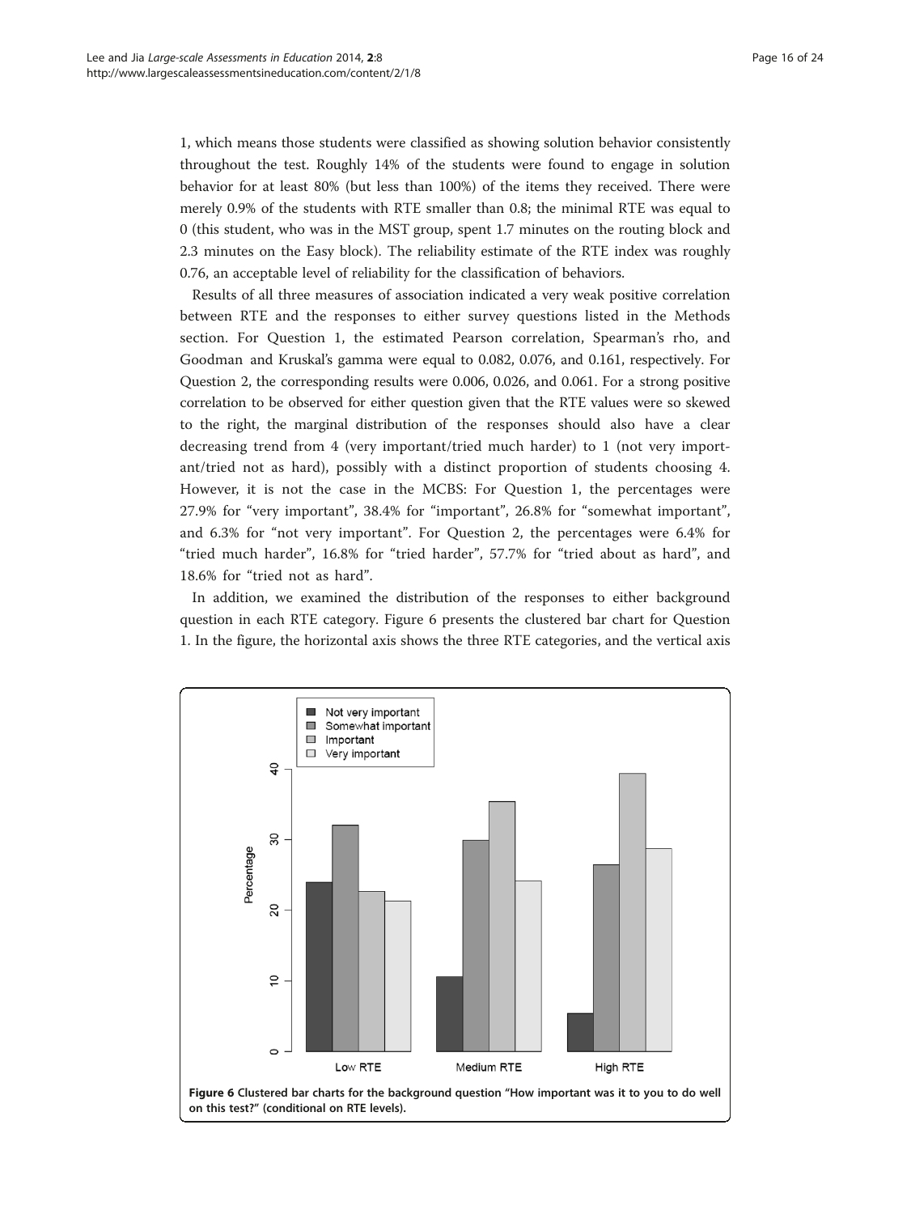1, which means those students were classified as showing solution behavior consistently throughout the test. Roughly 14% of the students were found to engage in solution behavior for at least 80% (but less than 100%) of the items they received. There were merely 0.9% of the students with RTE smaller than 0.8; the minimal RTE was equal to 0 (this student, who was in the MST group, spent 1.7 minutes on the routing block and 2.3 minutes on the Easy block). The reliability estimate of the RTE index was roughly 0.76, an acceptable level of reliability for the classification of behaviors.

Results of all three measures of association indicated a very weak positive correlation between RTE and the responses to either survey questions listed in the Methods section. For Question 1, the estimated Pearson correlation, Spearman's rho, and Goodman and Kruskal's gamma were equal to 0.082, 0.076, and 0.161, respectively. For Question 2, the corresponding results were 0.006, 0.026, and 0.061. For a strong positive correlation to be observed for either question given that the RTE values were so skewed to the right, the marginal distribution of the responses should also have a clear decreasing trend from 4 (very important/tried much harder) to 1 (not very important/tried not as hard), possibly with a distinct proportion of students choosing 4. However, it is not the case in the MCBS: For Question 1, the percentages were 27.9% for "very important", 38.4% for "important", 26.8% for "somewhat important", and 6.3% for "not very important". For Question 2, the percentages were 6.4% for "tried much harder", 16.8% for "tried harder", 57.7% for "tried about as hard", and 18.6% for "tried not as hard".

In addition, we examined the distribution of the responses to either background question in each RTE category. Figure 6 presents the clustered bar chart for Question 1. In the figure, the horizontal axis shows the three RTE categories, and the vertical axis

**Figure 6 Clustered bar charts for the background question "How important was it to you to do well on this test?" (conditional on RTE levels).**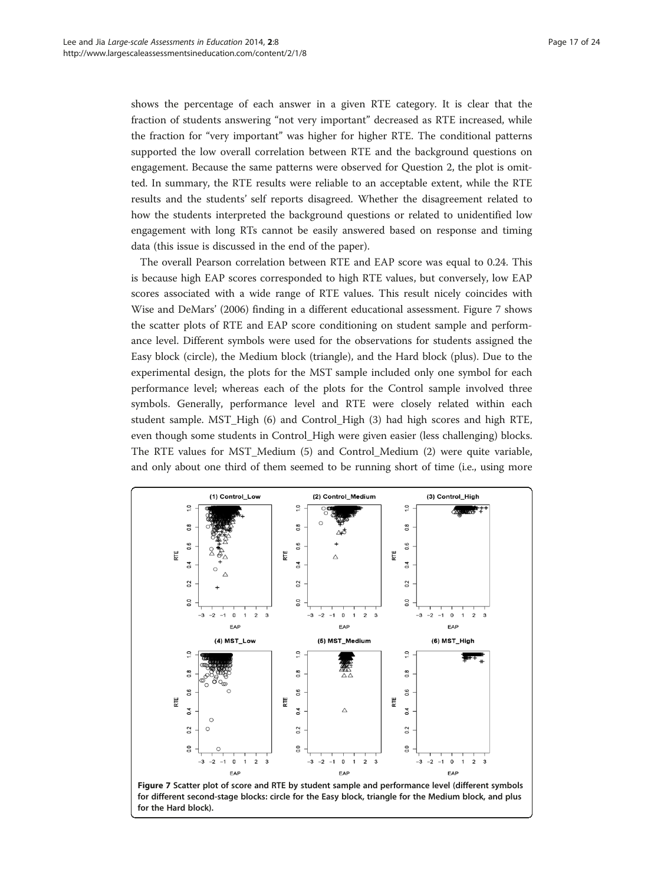shows the percentage of each answer in a given RTE category. It is clear that the fraction of students answering "not very important" decreased as RTE increased, while the fraction for "very important" was higher for higher RTE. The conditional patterns supported the low overall correlation between RTE and the background questions on engagement. Because the same patterns were observed for Question 2, the plot is omitted. In summary, the RTE results were reliable to an acceptable extent, while the RTE results and the students' self reports disagreed. Whether the disagreement related to how the students interpreted the background questions or related to unidentified low engagement with long RTs cannot be easily answered based on response and timing data (this issue is discussed in the end of the paper).

The overall Pearson correlation between RTE and EAP score was equal to 0.24. This is because high EAP scores corresponded to high RTE values, but conversely, low EAP scores associated with a wide range of RTE values. This result nicely coincides with Wise and DeMars' (2006) finding in a different educational assessment. Figure 7 shows the scatter plots of RTE and EAP score conditioning on student sample and performance level. Different symbols were used for the observations for students assigned the Easy block (circle), the Medium block (triangle), and the Hard block (plus). Due to the experimental design, the plots for the MST sample included only one symbol for each performance level; whereas each of the plots for the Control sample involved three symbols. Generally, performance level and RTE were closely related within each student sample. MST_High (6) and Control_High (3) had high scores and high RTE, even though some students in Control_High were given easier (less challenging) blocks. The RTE values for MST_Medium (5) and Control_Medium (2) were quite variable, and only about one third of them seemed to be running short of time (i.e., using more

**Figure 7** Scatter plot of score and RTE by student sample and performance level (different symbols for different second-stage blocks: circle for the Easy block, triangle for the Medium block, and plus for the Hard block).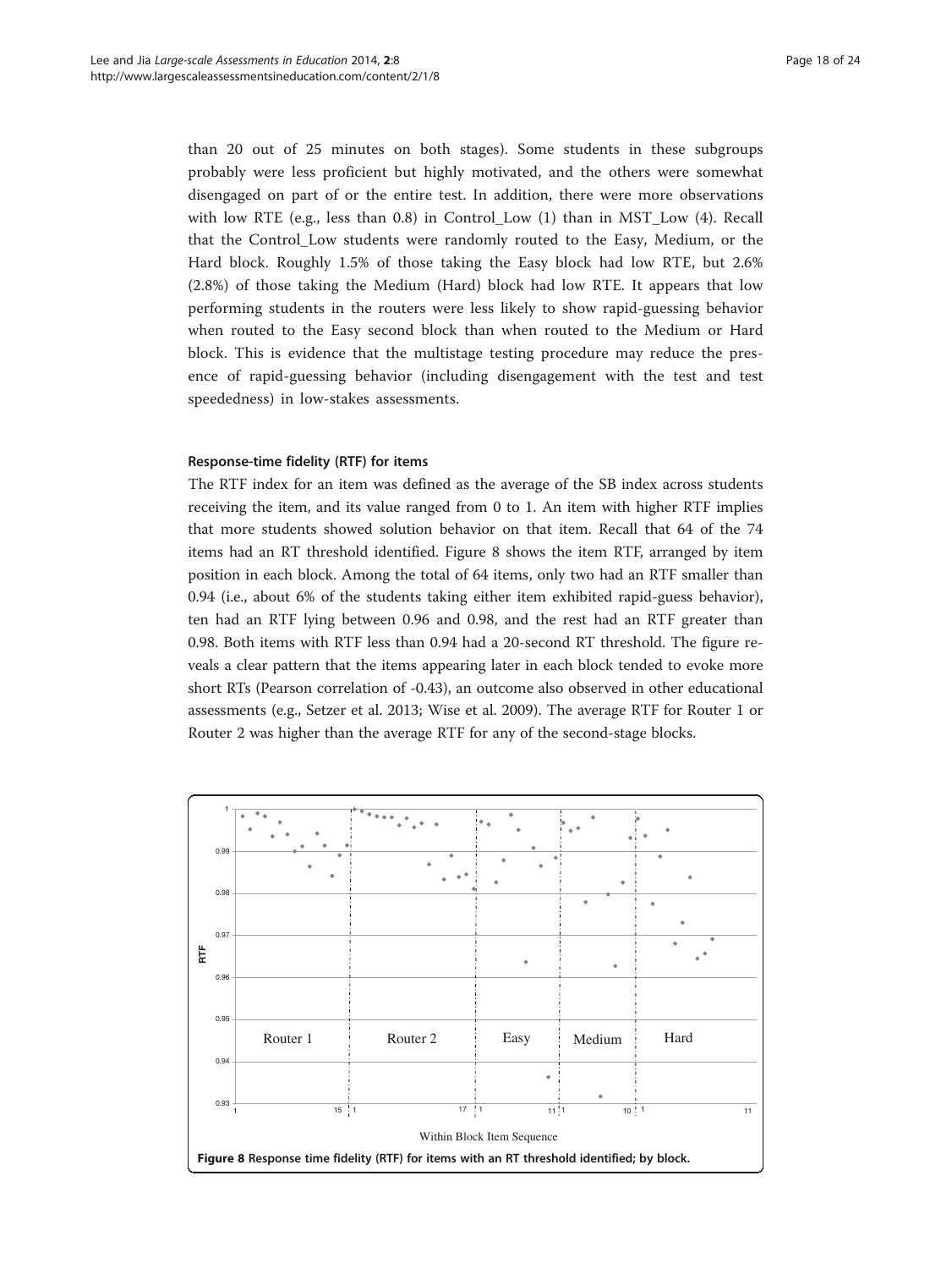than 20 out of 25 minutes on both stages). Some students in these subgroups probably were less proficient but highly motivated, and the others were somewhat disengaged on part of or the entire test. In addition, there were more observations with low RTE (e.g., less than 0.8) in Control_Low (1) than in MST_Low (4). Recall that the Control_Low students were randomly routed to the Easy, Medium, or the Hard block. Roughly 1.5% of those taking the Easy block had low RTE, but 2.6% (2.8%) of those taking the Medium (Hard) block had low RTE. It appears that low performing students in the routers were less likely to show rapid-guessing behavior when routed to the Easy second block than when routed to the Medium or Hard block. This is evidence that the multistage testing procedure may reduce the presence of rapid-guessing behavior (including disengagement with the test and test speededness) in low-stakes assessments.

#### Response-time fidelity (RTF) for items

The RTF index for an item was defined as the average of the SB index across students receiving the item, and its value ranged from 0 to 1. An item with higher RTF implies that more students showed solution behavior on that item. Recall that 64 of the 74 items had an RT threshold identified. Figure 8 shows the item RTF, arranged by item position in each block. Among the total of 64 items, only two had an RTF smaller than 0.94 (i.e., about 6% of the students taking either item exhibited rapid-guess behavior), ten had an RTF lying between 0.96 and 0.98, and the rest had an RTF greater than 0.98. Both items with RTF less than 0.94 had a 20-second RT threshold. The figure reveals a clear pattern that the items appearing later in each block tended to evoke more short RTs (Pearson correlation of -0.43), an outcome also observed in other educational assessments (e.g., Setzer et al. 2013; Wise et al. 2009). The average RTF for Router 1 or Router 2 was higher than the average RTF for any of the second-stage blocks.

**Figure 8** Response time fidelity (RTF) for items with an RT threshold identified; by block.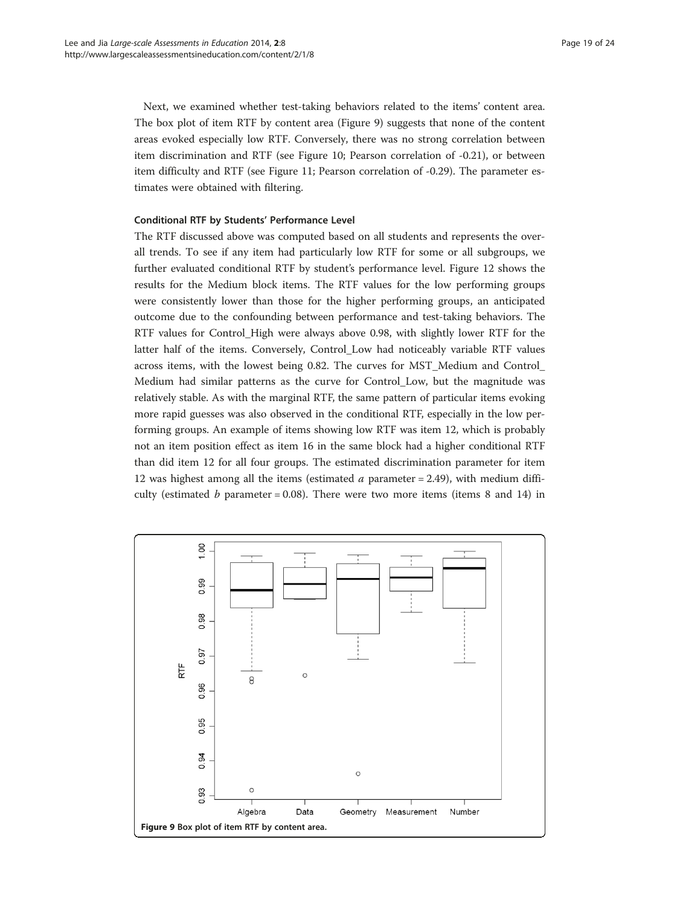Next, we examined whether test-taking behaviors related to the items' content area. The box plot of item RTF by content area (Figure 9) suggests that none of the content areas evoked especially low RTF. Conversely, there was no strong correlation between item discrimination and RTF (see Figure 10; Pearson correlation of -0.21), or between item difficulty and RTF (see Figure 11; Pearson correlation of -0.29). The parameter estimates were obtained with filtering.

#### Conditional RTF by Students' Performance Level

The RTF discussed above was computed based on all students and represents the overall trends. To see if any item had particularly low RTF for some or all subgroups, we further evaluated conditional RTF by student's performance level. Figure 12 shows the results for the Medium block items. The RTF values for the low performing groups were consistently lower than those for the higher performing groups, an anticipated outcome due to the confounding between performance and test-taking behaviors. The RTF values for Control_High were always above 0.98, with slightly lower RTF for the latter half of the items. Conversely, Control_Low had noticeably variable RTF values across items, with the lowest being 0.82. The curves for MST_Medium and Control_Medium had similar patterns as the curve for Control_Low, but the magnitude was relatively stable. As with the marginal RTF, the same pattern of particular items evoking more rapid guesses was also observed in the conditional RTF, especially in the low performing groups. An example of items showing low RTF was item 12, which is probably not an item position effect as item 16 in the same block had a higher conditional RTF than did item 12 for all four groups. The estimated discrimination parameter for item 12 was highest among all the items (estimated $a$ parameter = 2.49), with medium difficulty (estimated $b$ parameter = 0.08). There were two more items (items 8 and 14) in

**Figure 9** Box plot of item RTF by content area.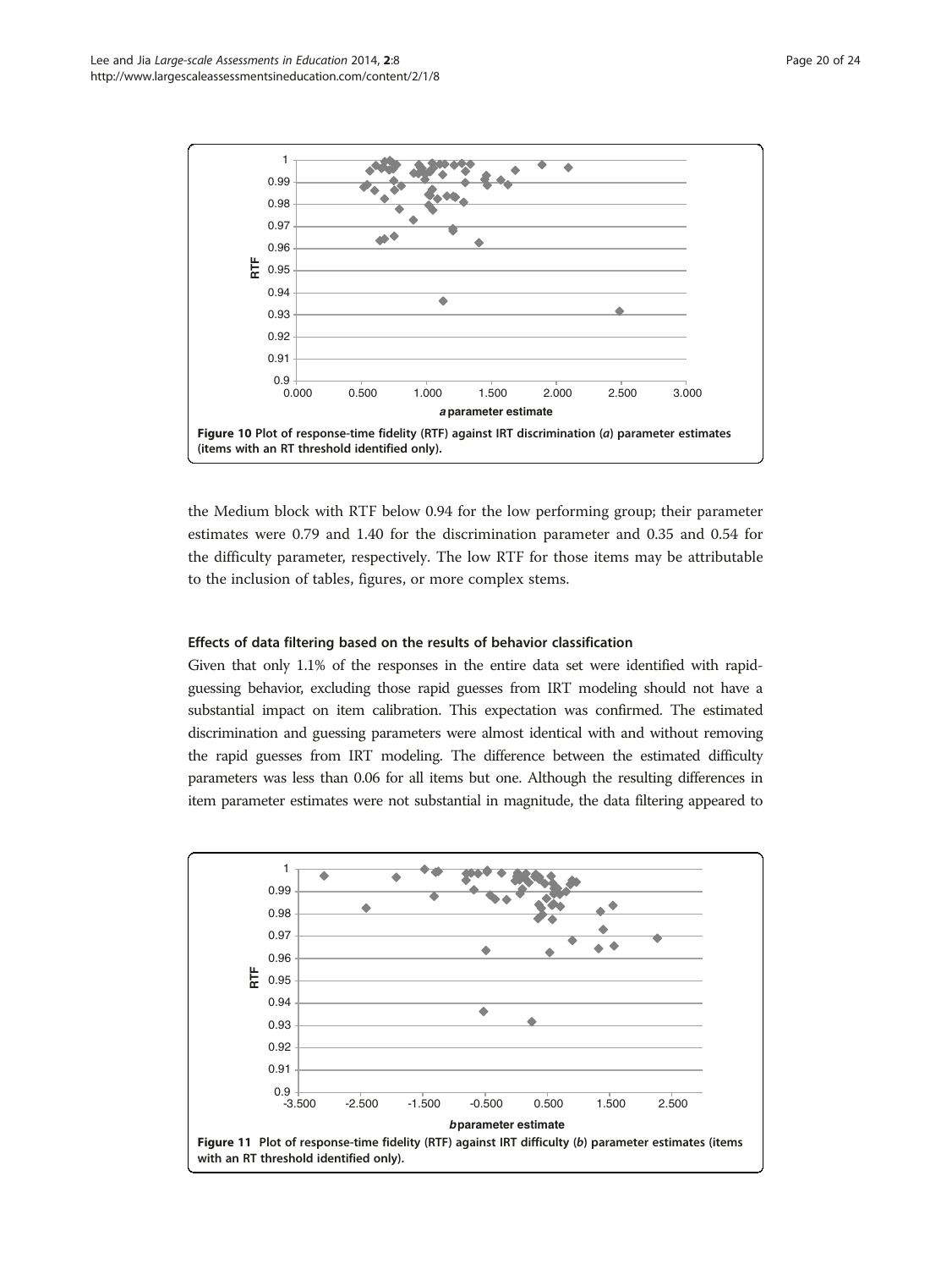Figure 10 Plot of response-time fidelity (RTF) against IRT discrimination (*a*) parameter estimates (items with an RT threshold identified only).

the Medium block with RTF below 0.94 for the low performing group; their parameter estimates were 0.79 and 1.40 for the discrimination parameter and 0.35 and 0.54 for the difficulty parameter, respectively. The low RTF for those items may be attributable to the inclusion of tables, figures, or more complex stems.

### Effects of data filtering based on the results of behavior classification

Given that only 1.1% of the responses in the entire data set were identified with rapid-guessing behavior, excluding those rapid guesses from IRT modeling should not have a substantial impact on item calibration. This expectation was confirmed. The estimated discrimination and guessing parameters were almost identical with and without removing the rapid guesses from IRT modeling. The difference between the estimated difficulty parameters was less than 0.06 for all items but one. Although the resulting differences in item parameter estimates were not substantial in magnitude, the data filtering appeared to

Figure 11 Plot of response-time fidelity (RTF) against IRT difficulty (*b*) parameter estimates (items with an RT threshold identified only).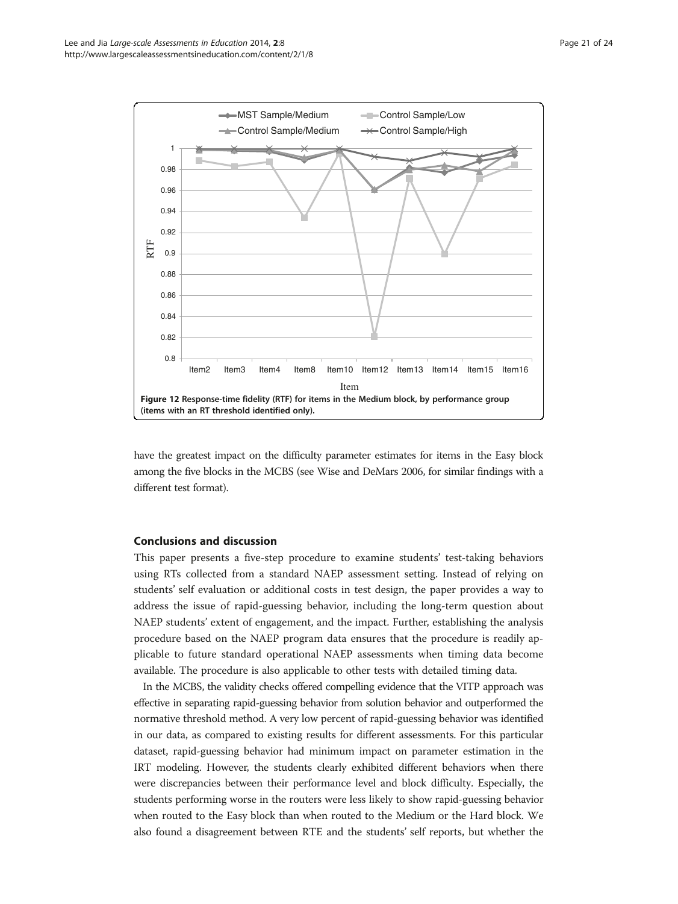**Figure 12 Response-time fidelity (RTF) for items in the Medium block, by performance group (items with an RT threshold identified only).**

have the greatest impact on the difficulty parameter estimates for items in the Easy block among the five blocks in the MCBS (see Wise and DeMars 2006, for similar findings with a different test format).

## Conclusions and discussion

This paper presents a five-step procedure to examine students' test-taking behaviors using RTs collected from a standard NAEP assessment setting. Instead of relying on students' self evaluation or additional costs in test design, the paper provides a way to address the issue of rapid-guessing behavior, including the long-term question about NAEP students' extent of engagement, and the impact. Further, establishing the analysis procedure based on the NAEP program data ensures that the procedure is readily applicable to future standard operational NAEP assessments when timing data become available. The procedure is also applicable to other tests with detailed timing data.

In the MCBS, the validity checks offered compelling evidence that the VITP approach was effective in separating rapid-guessing behavior from solution behavior and outperformed the normative threshold method. A very low percent of rapid-guessing behavior was identified in our data, as compared to existing results for different assessments. For this particular dataset, rapid-guessing behavior had minimum impact on parameter estimation in the IRT modeling. However, the students clearly exhibited different behaviors when there were discrepancies between their performance level and block difficulty. Especially, the students performing worse in the routers were less likely to show rapid-guessing behavior when routed to the Easy block than when routed to the Medium or the Hard block. We also found a disagreement between RTE and the students' self reports, but whether the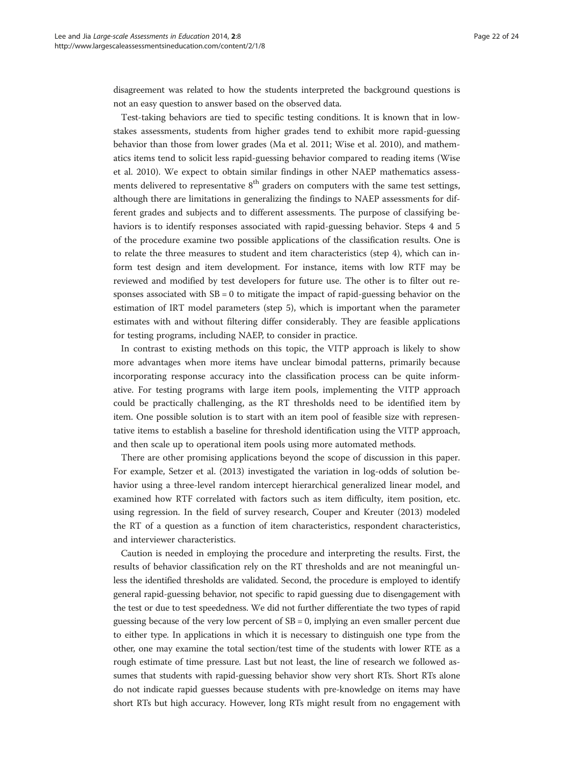disagreement was related to how the students interpreted the background questions is not an easy question to answer based on the observed data.

Test-taking behaviors are tied to specific testing conditions. It is known that in low-stakes assessments, students from higher grades tend to exhibit more rapid-guessing behavior than those from lower grades (Ma et al. 2011; Wise et al. 2010), and mathematics items tend to solicit less rapid-guessing behavior compared to reading items (Wise et al. 2010). We expect to obtain similar findings in other NAEP mathematics assessments delivered to representative $8^{th}$ graders on computers with the same test settings, although there are limitations in generalizing the findings to NAEP assessments for different grades and subjects and to different assessments. The purpose of classifying behaviors is to identify responses associated with rapid-guessing behavior. Steps 4 and 5 of the procedure examine two possible applications of the classification results. One is to relate the three measures to student and item characteristics (step 4), which can inform test design and item development. For instance, items with low RTF may be reviewed and modified by test developers for future use. The other is to filter out responses associated with $SB = 0$ to mitigate the impact of rapid-guessing behavior on the estimation of IRT model parameters (step 5), which is important when the parameter estimates with and without filtering differ considerably. They are feasible applications for testing programs, including NAEP, to consider in practice.

In contrast to existing methods on this topic, the VITP approach is likely to show more advantages when more items have unclear bimodal patterns, primarily because incorporating response accuracy into the classification process can be quite informative. For testing programs with large item pools, implementing the VITP approach could be practically challenging, as the RT thresholds need to be identified item by item. One possible solution is to start with an item pool of feasible size with representative items to establish a baseline for threshold identification using the VITP approach, and then scale up to operational item pools using more automated methods.

There are other promising applications beyond the scope of discussion in this paper. For example, Setzer et al. (2013) investigated the variation in log-odds of solution behavior using a three-level random intercept hierarchical generalized linear model, and examined how RTF correlated with factors such as item difficulty, item position, etc. using regression. In the field of survey research, Couper and Kreuter (2013) modeled the RT of a question as a function of item characteristics, respondent characteristics, and interviewer characteristics.

Caution is needed in employing the procedure and interpreting the results. First, the results of behavior classification rely on the RT thresholds and are not meaningful unless the identified thresholds are validated. Second, the procedure is employed to identify general rapid-guessing behavior, not specific to rapid guessing due to disengagement with the test or due to test speededness. We did not further differentiate the two types of rapid guessing because of the very low percent of $SB = 0$, implying an even smaller percent due to either type. In applications in which it is necessary to distinguish one type from the other, one may examine the total section/test time of the students with lower RTE as a rough estimate of time pressure. Last but not least, the line of research we followed assumes that students with rapid-guessing behavior show very short RTs. Short RTs alone do not indicate rapid guesses because students with pre-knowledge on items may have short RTs but high accuracy. However, long RTs might result from no engagement with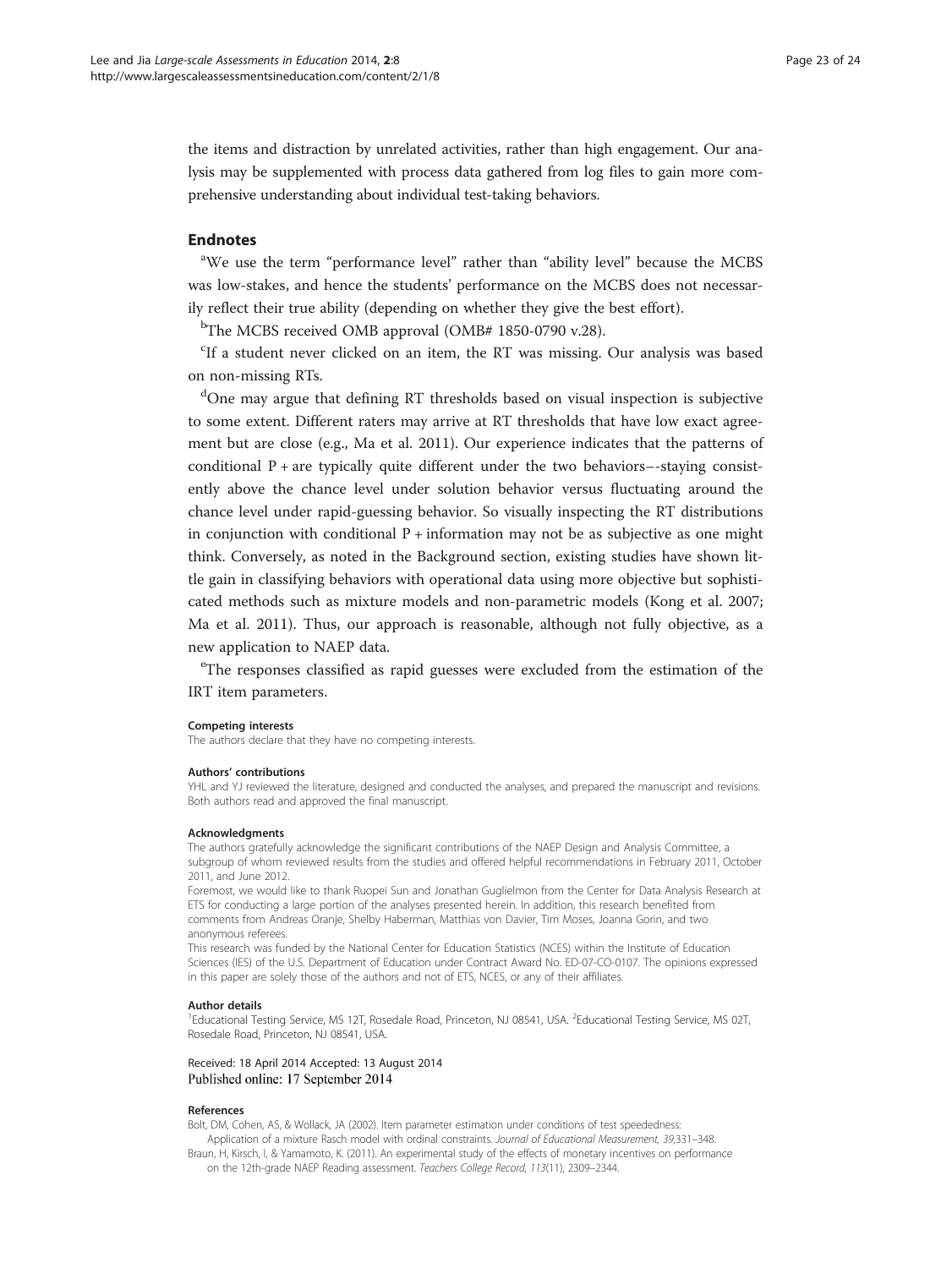the items and distraction by unrelated activities, rather than high engagement. Our analysis may be supplemented with process data gathered from log files to gain more comprehensive understanding about individual test-taking behaviors.

## Endnotes

[a]We use the term "performance level" rather than "ability level" because the MCBS was low-stakes, and hence the students' performance on the MCBS does not necessarily reflect their true ability (depending on whether they give the best effort).

[b]The MCBS received OMB approval (OMB# 1850-0790 v.28).

[c]If a student never clicked on an item, the RT was missing. Our analysis was based on non-missing RTs.

[d]One may argue that defining RT thresholds based on visual inspection is subjective to some extent. Different raters may arrive at RT thresholds that have low exact agreement but are close (e.g., Ma et al. 2011). Our experience indicates that the patterns of conditional P + are typically quite different under the two behaviors–-staying consistently above the chance level under solution behavior versus fluctuating around the chance level under rapid-guessing behavior. So visually inspecting the RT distributions in conjunction with conditional P + information may not be as subjective as one might think. Conversely, as noted in the Background section, existing studies have shown little gain in classifying behaviors with operational data using more objective but sophisticated methods such as mixture models and non-parametric models (Kong et al. 2007; Ma et al. 2011). Thus, our approach is reasonable, although not fully objective, as a new application to NAEP data.

[e]The responses classified as rapid guesses were excluded from the estimation of the IRT item parameters.

#### Competing interests

The authors declare that they have no competing interests.

#### Authors' contributions

YHL and YJ reviewed the literature, designed and conducted the analyses, and prepared the manuscript and revisions. Both authors read and approved the final manuscript.

#### Acknowledgments

The authors gratefully acknowledge the significant contributions of the NAEP Design and Analysis Committee, a subgroup of whom reviewed results from the studies and offered helpful recommendations in February 2011, October 2011, and June 2012.

Foremost, we would like to thank Ruopei Sun and Jonathan Guglielmon from the Center for Data Analysis Research at ETS for conducting a large portion of the analyses presented herein. In addition, this research benefited from comments from Andreas Oranje, Shelby Haberman, Matthias von Davier, Tim Moses, Joanna Gorin, and two anonymous referees.

This research was funded by the National Center for Education Statistics (NCES) within the Institute of Education Sciences (IES) of the U.S. Department of Education under Contract Award No. ED-07-CO-0107. The opinions expressed in this paper are solely those of the authors and not of ETS, NCES, or any of their affiliates.

#### Author details

[1]Educational Testing Service, MS 12T, Rosedale Road, Princeton, NJ 08541, USA. [2]Educational Testing Service, MS 02T, Rosedale Road, Princeton, NJ 08541, USA.

Received: 18 April 2014 Accepted: 13 August 2014
Published online: 17 September 2014

#### References

Bolt, DM, Cohen, AS, & Wollack, JA (2002). Item parameter estimation under conditions of test speededness: Application of a mixture Rasch model with ordinal constraints. *Journal of Educational Measurement, 39*,331–348.

Braun, H, Kirsch, I, & Yamamoto, K. (2011). An experimental study of the effects of monetary incentives on performance on the 12th-grade NAEP Reading assessment. *Teachers College Record, 113*(11), 2309–2344.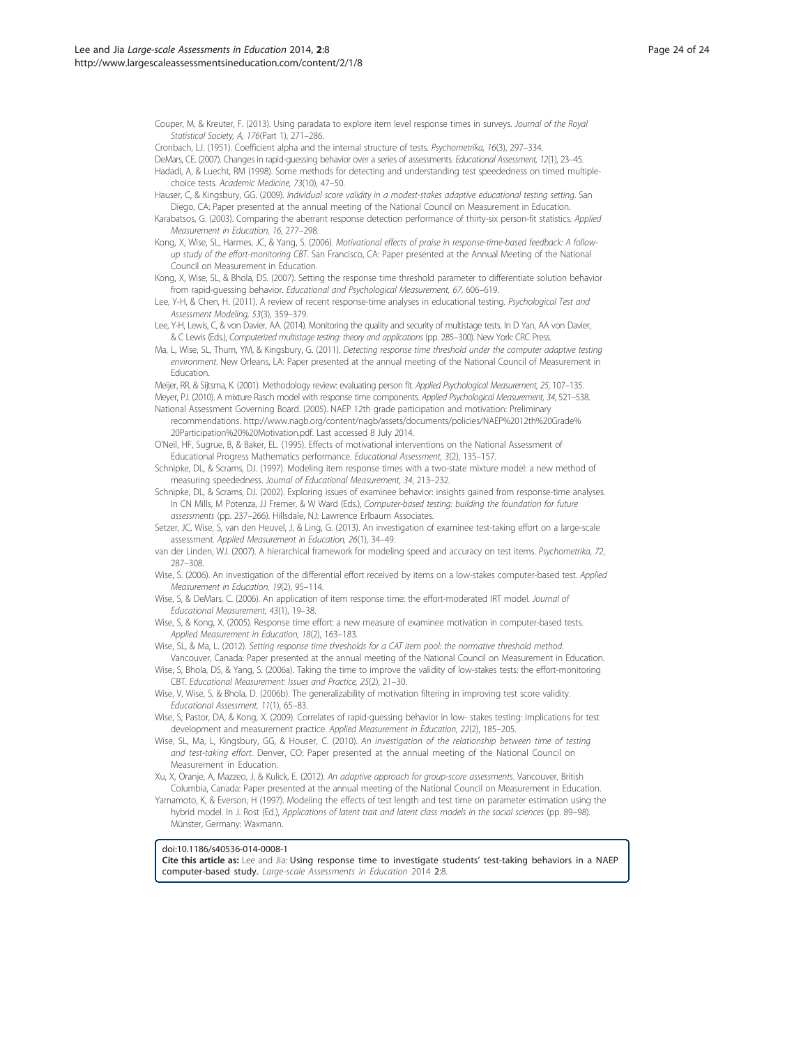Couper, M, & Kreuter, F. (2013). Using paradata to explore item level response times in surveys. *Journal of the Royal Statistical Society, A, 176*(Part 1), 271–286.

Cronbach, LJ. (1951). Coefficient alpha and the internal structure of tests. *Psychometrika, 16*(3), 297–334.

DeMars, CE. (2007). Changes in rapid-guessing behavior over a series of assessments. *Educational Assessment, 12*(1), 23–45.

Hadadi, A, & Luecht, RM (1998). Some methods for detecting and understanding test speededness on timed multiple-choice tests. *Academic Medicine, 73*(10), 47–50.

Hauser, C, & Kingsbury, GG. (2009). *Individual score validity in a modest-stakes adaptive educational testing setting*. San Diego, CA: Paper presented at the annual meeting of the National Council on Measurement in Education.

Karabatsos, G. (2003). Comparing the aberrant response detection performance of thirty-six person-fit statistics. *Applied Measurement in Education, 16*, 277–298.

Kong, X, Wise, SL, Harmes, JC, & Yang, S. (2006). *Motivational effects of praise in response-time-based feedback: A follow-up study of the effort-monitoring CBT*. San Francisco, CA: Paper presented at the Annual Meeting of the National Council on Measurement in Education.

Kong, X, Wise, SL, & Bhola, DS. (2007). Setting the response time threshold parameter to differentiate solution behavior from rapid-guessing behavior. *Educational and Psychological Measurement, 67*, 606–619.

Lee, Y-H, & Chen, H. (2011). A review of recent response-time analyses in educational testing. *Psychological Test and Assessment Modeling, 53*(3), 359–379.

Lee, Y-H, Lewis, C, & von Davier, AA. (2014). Monitoring the quality and security of multistage tests. In D Yan, AA von Davier, & C Lewis (Eds.), *Computerized multistage testing: theory and applications* (pp. 285–300). New York: CRC Press.

Ma, L, Wise, SL, Thum, YM, & Kingsbury, G. (2011). *Detecting response time threshold under the computer adaptive testing environment*. New Orleans, LA: Paper presented at the annual meeting of the National Council of Measurement in Education.

Meijer, RR, & Sijtsma, K. (2001). Methodology review: evaluating person fit. *Applied Psychological Measurement, 25*, 107–135.

Meyer, PJ. (2010). A mixture Rasch model with response time components. *Applied Psychological Measurement, 34*, 521–538.

National Assessment Governing Board. (2005). NAEP 12th grade participation and motivation: Preliminary recommendations. http://www.nagb.org/content/nagb/assets/documents/policies/NAEP%2012th%20Grade%20Participation%20%20Motivation.pdf. Last accessed 8 July 2014.

O'Neil, HF, Sugrue, B, & Baker, EL. (1995). Effects of motivational interventions on the National Assessment of Educational Progress Mathematics performance. *Educational Assessment, 3*(2), 135–157.

Schnipke, DL, & Scrams, DJ. (1997). Modeling item response times with a two-state mixture model: a new method of measuring speededness. *Journal of Educational Measurement, 34*, 213–232.

Schnipke, DL, & Scrams, DJ. (2002). Exploring issues of examinee behavior: insights gained from response-time analyses. In CN Mills, M Potenza, JJ Fremer, & W Ward (Eds.), *Computer-based testing: building the foundation for future assessments* (pp. 237–266). Hillsdale, NJ: Lawrence Erlbaum Associates.

Setzer, JC, Wise, S, van den Heuvel, J, & Ling, G. (2013). An investigation of examinee test-taking effort on a large-scale assessment. *Applied Measurement in Education, 26*(1), 34–49.

van der Linden, WJ. (2007). A hierarchical framework for modeling speed and accuracy on test items. *Psychometrika, 72*, 287–308.

Wise, S. (2006). An investigation of the differential effort received by items on a low-stakes computer-based test. *Applied Measurement in Education, 19*(2), 95–114.

Wise, S, & DeMars, C. (2006). An application of item response time: the effort-moderated IRT model. *Journal of Educational Measurement, 43*(1), 19–38.

Wise, S, & Kong, X. (2005). Response time effort: a new measure of examinee motivation in computer-based tests. *Applied Measurement in Education, 18*(2), 163–183.

Wise, SL, & Ma, L. (2012). *Setting response time thresholds for a CAT item pool: the normative threshold method*. Vancouver, Canada: Paper presented at the annual meeting of the National Council on Measurement in Education.

Wise, S, Bhola, DS, & Yang, S. (2006a). Taking the time to improve the validity of low-stakes tests: the effort-monitoring CBT. *Educational Measurement: Issues and Practice, 25*(2), 21–30.

Wise, V, Wise, S, & Bhola, D. (2006b). The generalizability of motivation filtering in improving test score validity. *Educational Assessment, 11*(1), 65–83.

Wise, S, Pastor, DA, & Kong, X. (2009). Correlates of rapid-guessing behavior in low- stakes testing: Implications for test development and measurement practice. *Applied Measurement in Education, 22*(2), 185–205.

Wise, SL, Ma, L, Kingsbury, GG, & Houser, C. (2010). *An investigation of the relationship between time of testing and test-taking effort*. Denver, CO: Paper presented at the annual meeting of the National Council on Measurement in Education.

Xu, X, Oranje, A, Mazzeo, J, & Kulick, E. (2012). *An adaptive approach for group-score assessments*. Vancouver, British Columbia, Canada: Paper presented at the annual meeting of the National Council on Measurement in Education.

Yamamoto, K, & Everson, H (1997). Modeling the effects of test length and test time on parameter estimation using the hybrid model. In J. Rost (Ed.), *Applications of latent trait and latent class models in the social sciences* (pp. 89–98). Münster, Germany: Waxmann.

doi:10.1186/s40536-014-0008-1

**Cite this article as:** Lee and Jia: **Using response time to investigate students' test-taking behaviors in a NAEP computer-based study.** *Large-scale Assessments in Education* 2014 **2**:8.